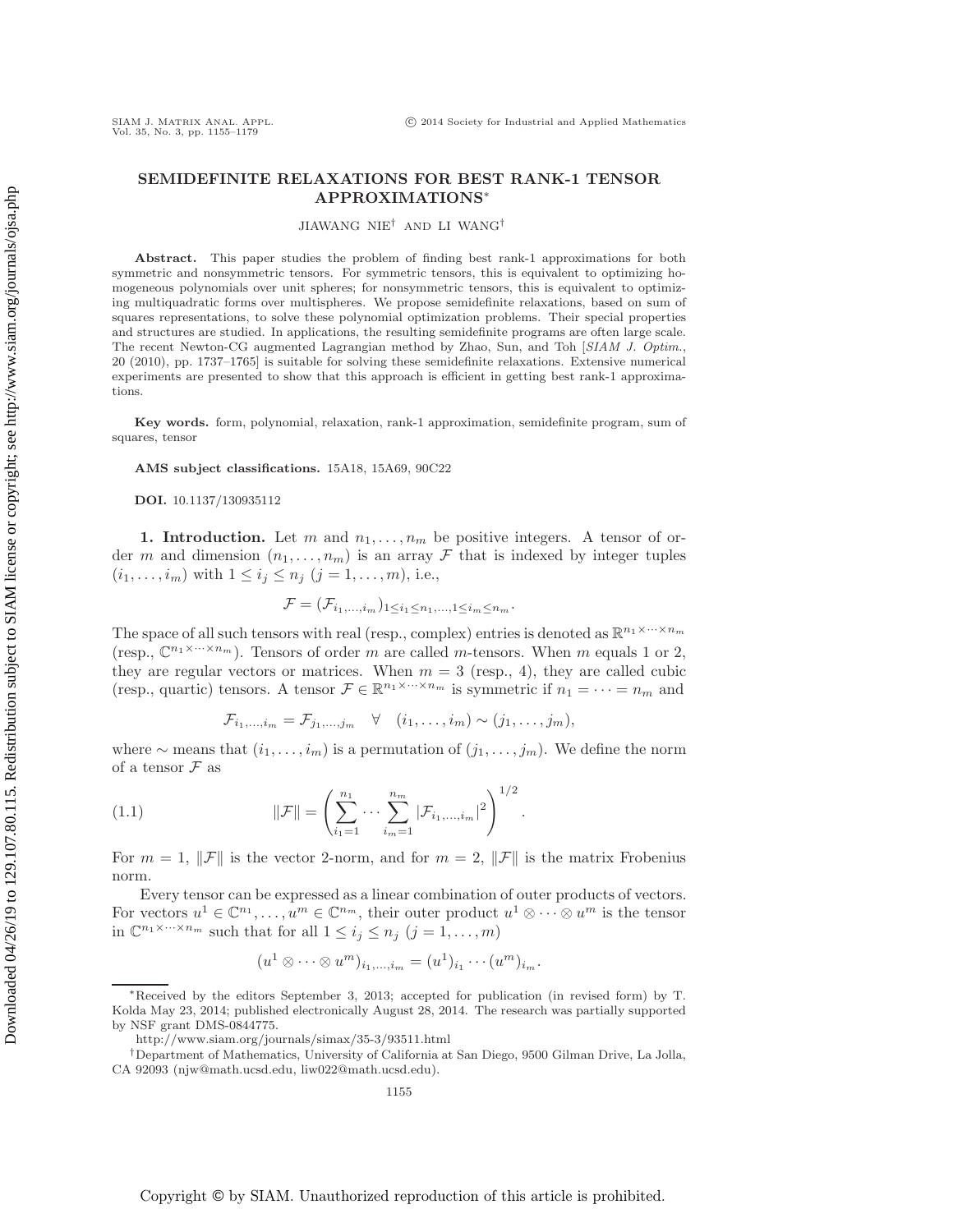# SEMIDEFINITE RELAXATIONS FOR BEST RANK-1 TENSOR APPROXIMATIONS*

JIAWANG NIE† AND LI WANG†

**Abstract.** This paper studies the problem of finding best rank-1 approximations for both symmetric and nonsymmetric tensors. For symmetric tensors, this is equivalent to optimizing homogeneous polynomials over unit spheres; for nonsymmetric tensors, this is equivalent to optimizing multiquadratic forms over multispheres. We propose semidefinite relaxations, based on sum of squares representations, to solve these polynomial optimization problems. Their special properties and structures are studied. In applications, the resulting semidefinite programs are often large scale. The recent Newton-CG augmented Lagrangian method by Zhao, Sun, and Toh [*SIAM J. Optim.*, 20 (2010), pp. 1737–1765] is suitable for solving these semidefinite relaxations. Extensive numerical experiments are presented to show that this approach is efficient in getting best rank-1 approximations.

**Key words.** form, polynomial, relaxation, rank-1 approximation, semidefinite program, sum of squares, tensor

**AMS subject classifications.** 15A18, 15A69, 90C22

**DOI.** 10.1137/130935112

## 1. Introduction.

Let $m$ and $n_1, \ldots, n_m$ be positive integers. A tensor of order $m$ and dimension $(n_1, \ldots, n_m)$ is an array $\mathcal{F}$ that is indexed by integer tuples $(i_1, \ldots, i_m)$ with $1 \le i_j \le n_j$ $(j = 1, \ldots, m)$, i.e.,

$$\mathcal{F} = (\mathcal{F}_{i_1,\ldots,i_m})_{1 \le i_1 \le n_1, \ldots, 1 \le i_m \le n_m}.$$

The space of all such tensors with real (resp., complex) entries is denoted as $\mathbb{R}^{n_1 \times \cdots \times n_m}$ (resp., $\mathbb{C}^{n_1 \times \cdots \times n_m}$). Tensors of order $m$ are called $m$-tensors. When $m$ equals 1 or 2, they are regular vectors or matrices. When $m = 3$ (resp., 4), they are called cubic (resp., quartic) tensors. A tensor $\mathcal{F} \in \mathbb{R}^{n_1 \times \cdots \times n_m}$ is symmetric if $n_1 = \cdots = n_m$ and

$$\mathcal{F}_{i_1,\ldots,i_m} = \mathcal{F}_{j_1,\ldots,j_m} \quad \forall \quad (i_1, \ldots, i_m) \sim (j_1, \ldots, j_m),$$

where $\sim$ means that $(i_1, \ldots, i_m)$ is a permutation of $(j_1, \ldots, j_m)$. We define the norm of a tensor $\mathcal{F}$ as

$$\|\mathcal{F}\| = \left( \sum_{i_1=1}^{n_1} \cdots \sum_{i_m=1}^{n_m} |\mathcal{F}_{i_1,\ldots,i_m}|^2 \right)^{1/2}. \tag{1.1}$$

For $m = 1$, $\|\mathcal{F}\|$ is the vector 2-norm, and for $m = 2$, $\|\mathcal{F}\|$ is the matrix Frobenius norm.

Every tensor can be expressed as a linear combination of outer products of vectors. For vectors $u^1 \in \mathbb{C}^{n_1}, \ldots, u^m \in \mathbb{C}^{n_m}$, their outer product $u^1 \otimes \cdots \otimes u^m$ is the tensor in $\mathbb{C}^{n_1 \times \cdots \times n_m}$ such that for all $1 \le i_j \le n_j$ $(j = 1, \ldots, m)$

$$(u^1 \otimes \cdots \otimes u^m)_{i_1,\ldots,i_m} = (u^1)_{i_1} \cdots (u^m)_{i_m}.$$

---

*Received by the editors September 3, 2013; accepted for publication (in revised form) by T. Kolda May 23, 2014; published electronically August 28, 2014. The research was partially supported by NSF grant DMS-0844775.

http://www.siam.org/journals/simax/35-3/93511.html

†Department of Mathematics, University of California at San Diego, 9500 Gilman Drive, La Jolla, CA 92093 (njw@math.ucsd.edu, liw022@math.ucsd.edu).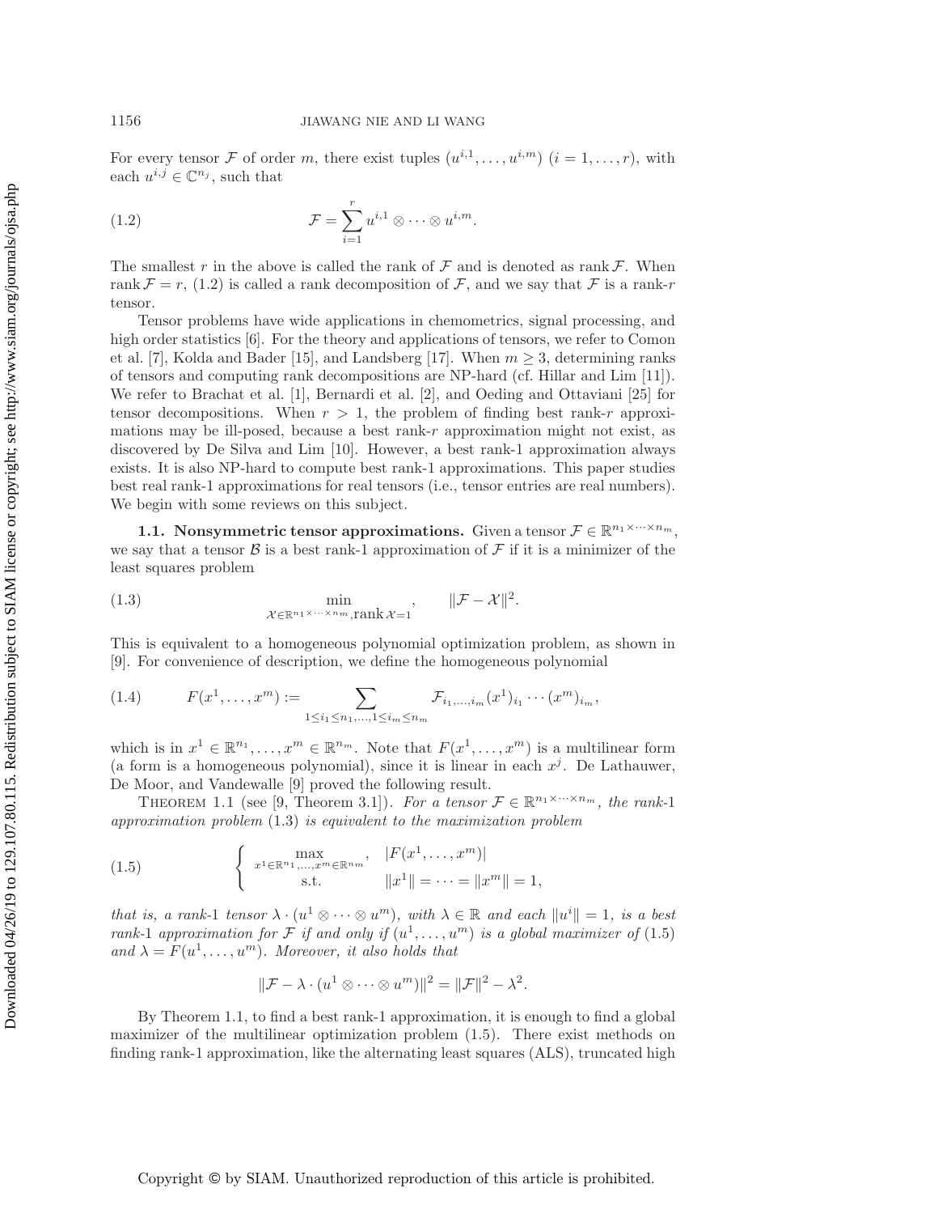For every tensor $\mathcal{F}$ of order $m$, there exist tuples $(u^{i,1}, \dots, u^{i,m})$ $(i = 1, \dots, r)$, with each $u^{i,j} \in \mathbb{C}^{n_j}$, such that

$$\mathcal{F} = \sum_{i=1}^{r} u^{i,1} \otimes \cdots \otimes u^{i,m}. \tag{1.2}$$

The smallest $r$ in the above is called the rank of $\mathcal{F}$ and is denoted as $\operatorname{rank} \mathcal{F}$. When $\operatorname{rank} \mathcal{F} = r$, (1.2) is called a rank decomposition of $\mathcal{F}$, and we say that $\mathcal{F}$ is a rank-$r$ tensor.

Tensor problems have wide applications in chemometrics, signal processing, and high order statistics [6]. For the theory and applications of tensors, we refer to Comon et al. [7], Kolda and Bader [15], and Landsberg [17]. When $m \geq 3$, determining ranks of tensors and computing rank decompositions are NP-hard (cf. Hillar and Lim [11]). We refer to Brachat et al. [1], Bernardi et al. [2], and Oeding and Ottaviani [25] for tensor decompositions. When $r > 1$, the problem of finding best rank-$r$ approximations may be ill-posed, because a best rank-$r$ approximation might not exist, as discovered by De Silva and Lim [10]. However, a best rank-1 approximation always exists. It is also NP-hard to compute best rank-1 approximations. This paper studies best real rank-1 approximations for real tensors (i.e., tensor entries are real numbers). We begin with some reviews on this subject.

### 1.1. Nonsymmetric tensor approximations.

Given a tensor $\mathcal{F} \in \mathbb{R}^{n_1 \times \cdots \times n_m}$, we say that a tensor $\mathcal{B}$ is a best rank-1 approximation of $\mathcal{F}$ if it is a minimizer of the least squares problem

$$\min_{\mathcal{X} \in \mathbb{R}^{n_1 \times \cdots \times n_m}, \operatorname{rank} \mathcal{X} = 1}, \qquad \|\mathcal{F} - \mathcal{X}\|^2. \tag{1.3}$$

This is equivalent to a homogeneous polynomial optimization problem, as shown in [9]. For convenience of description, we define the homogeneous polynomial

$$F(x^1, \dots, x^m) := \sum_{1 \leq i_1 \leq n_1, \dots, 1 \leq i_m \leq n_m} \mathcal{F}_{i_1, \dots, i_m} (x^1)_{i_1} \cdots (x^m)_{i_m}, \tag{1.4}$$

which is in $x^1 \in \mathbb{R}^{n_1}, \dots, x^m \in \mathbb{R}^{n_m}$. Note that $F(x^1, \dots, x^m)$ is a multilinear form (a form is a homogeneous polynomial), since it is linear in each $x^j$. De Lathauwer, De Moor, and Vandewalle [9] proved the following result.

Theorem 1.1 (see [9, Theorem 3.1]). *For a tensor $\mathcal{F} \in \mathbb{R}^{n_1 \times \cdots \times n_m}$, the rank-1 approximation problem (1.3) is equivalent to the maximization problem*

$$\left\{ \begin{array}{ll} \max\limits_{x^1 \in \mathbb{R}^{n_1}, \dots, x^m \in \mathbb{R}^{n_m}}, & |F(x^1, \dots, x^m)| \\ \text{s.t.} & \|x^1\| = \cdots = \|x^m\| = 1, \end{array} \right. \tag{1.5}$$

*that is, a rank-1 tensor $\lambda \cdot (u^1 \otimes \cdots \otimes u^m)$, with $\lambda \in \mathbb{R}$ and each $\|u^i\| = 1$, is a best rank-1 approximation for $\mathcal{F}$ if and only if $(u^1, \dots, u^m)$ is a global maximizer of (1.5) and $\lambda = F(u^1, \dots, u^m)$. Moreover, it also holds that*

$$\|\mathcal{F} - \lambda \cdot (u^1 \otimes \cdots \otimes u^m)\|^2 = \|\mathcal{F}\|^2 - \lambda^2.$$

By Theorem 1.1, to find a best rank-1 approximation, it is enough to find a global maximizer of the multilinear optimization problem (1.5). There exist methods on finding rank-1 approximation, like the alternating least squares (ALS), truncated high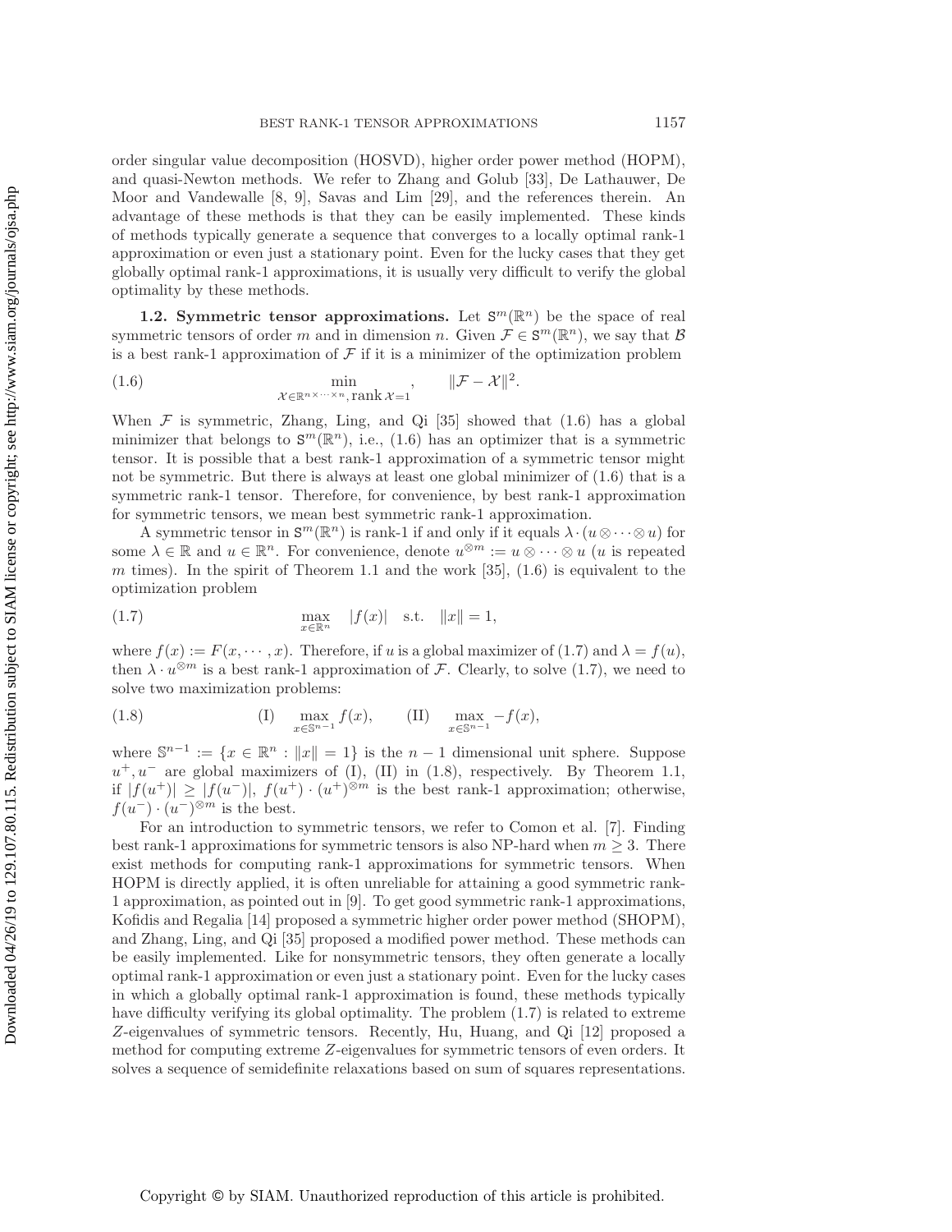order singular value decomposition (HOSVD), higher order power method (HOPM), and quasi-Newton methods. We refer to Zhang and Golub [33], De Lathauwer, De Moor and Vandewalle [8, 9], Savas and Lim [29], and the references therein. An advantage of these methods is that they can be easily implemented. These kinds of methods typically generate a sequence that converges to a locally optimal rank-1 approximation or even just a stationary point. Even for the lucky cases that they get globally optimal rank-1 approximations, it is usually very difficult to verify the global optimality by these methods.

### 1.2. Symmetric tensor approximations.

Let $\mathtt{S}^m(\mathbb{R}^n)$ be the space of real symmetric tensors of order $m$ and in dimension $n$. Given $\mathcal{F} \in \mathtt{S}^m(\mathbb{R}^n)$, we say that $\mathcal{B}$ is a best rank-1 approximation of $\mathcal{F}$ if it is a minimizer of the optimization problem

$$\min_{\mathcal{X}\in\mathbb{R}^{n\times\cdots\times n},\,\operatorname{rank}\mathcal{X}=1}, \qquad \|\mathcal{F}-\mathcal{X}\|^2. \tag{1.6}$$

When $\mathcal{F}$ is symmetric, Zhang, Ling, and Qi [35] showed that (1.6) has a global minimizer that belongs to $\mathtt{S}^m(\mathbb{R}^n)$, i.e., (1.6) has an optimizer that is a symmetric tensor. It is possible that a best rank-1 approximation of a symmetric tensor might not be symmetric. But there is always at least one global minimizer of (1.6) that is a symmetric rank-1 tensor. Therefore, for convenience, by best rank-1 approximation for symmetric tensors, we mean best symmetric rank-1 approximation.

A symmetric tensor in $\mathtt{S}^m(\mathbb{R}^n)$ is rank-1 if and only if it equals $\lambda\cdot(u\otimes\cdots\otimes u)$ for some $\lambda\in\mathbb{R}$ and $u\in\mathbb{R}^n$. For convenience, denote $u^{\otimes m} := u\otimes\cdots\otimes u$ ($u$ is repeated $m$ times). In the spirit of Theorem 1.1 and the work [35], (1.6) is equivalent to the optimization problem

$$\max_{x\in\mathbb{R}^n} \quad |f(x)| \quad \text{s.t.} \quad \|x\|=1, \tag{1.7}$$

where $f(x) := F(x,\cdots,x)$. Therefore, if $u$ is a global maximizer of (1.7) and $\lambda = f(u)$, then $\lambda\cdot u^{\otimes m}$ is a best rank-1 approximation of $\mathcal{F}$. Clearly, to solve (1.7), we need to solve two maximization problems:

$$\text{(I)} \quad \max_{x\in\mathbb{S}^{n-1}} f(x), \qquad \text{(II)} \quad \max_{x\in\mathbb{S}^{n-1}} -f(x), \tag{1.8}$$

where $\mathbb{S}^{n-1} := \{x\in\mathbb{R}^n : \|x\|=1\}$ is the $n-1$ dimensional unit sphere. Suppose $u^+, u^-$ are global maximizers of (I), (II) in (1.8), respectively. By Theorem 1.1, if $|f(u^+)| \geq |f(u^-)|$, $f(u^+)\cdot(u^+)^{\otimes m}$ is the best rank-1 approximation; otherwise, $f(u^-)\cdot(u^-)^{\otimes m}$ is the best.

For an introduction to symmetric tensors, we refer to Comon et al. [7]. Finding best rank-1 approximations for symmetric tensors is also NP-hard when $m\geq 3$. There exist methods for computing rank-1 approximations for symmetric tensors. When HOPM is directly applied, it is often unreliable for attaining a good symmetric rank-1 approximation, as pointed out in [9]. To get good symmetric rank-1 approximations, Kofidis and Regalia [14] proposed a symmetric higher order power method (SHOPM), and Zhang, Ling, and Qi [35] proposed a modified power method. These methods can be easily implemented. Like for nonsymmetric tensors, they often generate a locally optimal rank-1 approximation or even just a stationary point. Even for the lucky cases in which a globally optimal rank-1 approximation is found, these methods typically have difficulty verifying its global optimality. The problem (1.7) is related to extreme $Z$-eigenvalues of symmetric tensors. Recently, Hu, Huang, and Qi [12] proposed a method for computing extreme $Z$-eigenvalues for symmetric tensors of even orders. It solves a sequence of semidefinite relaxations based on sum of squares representations.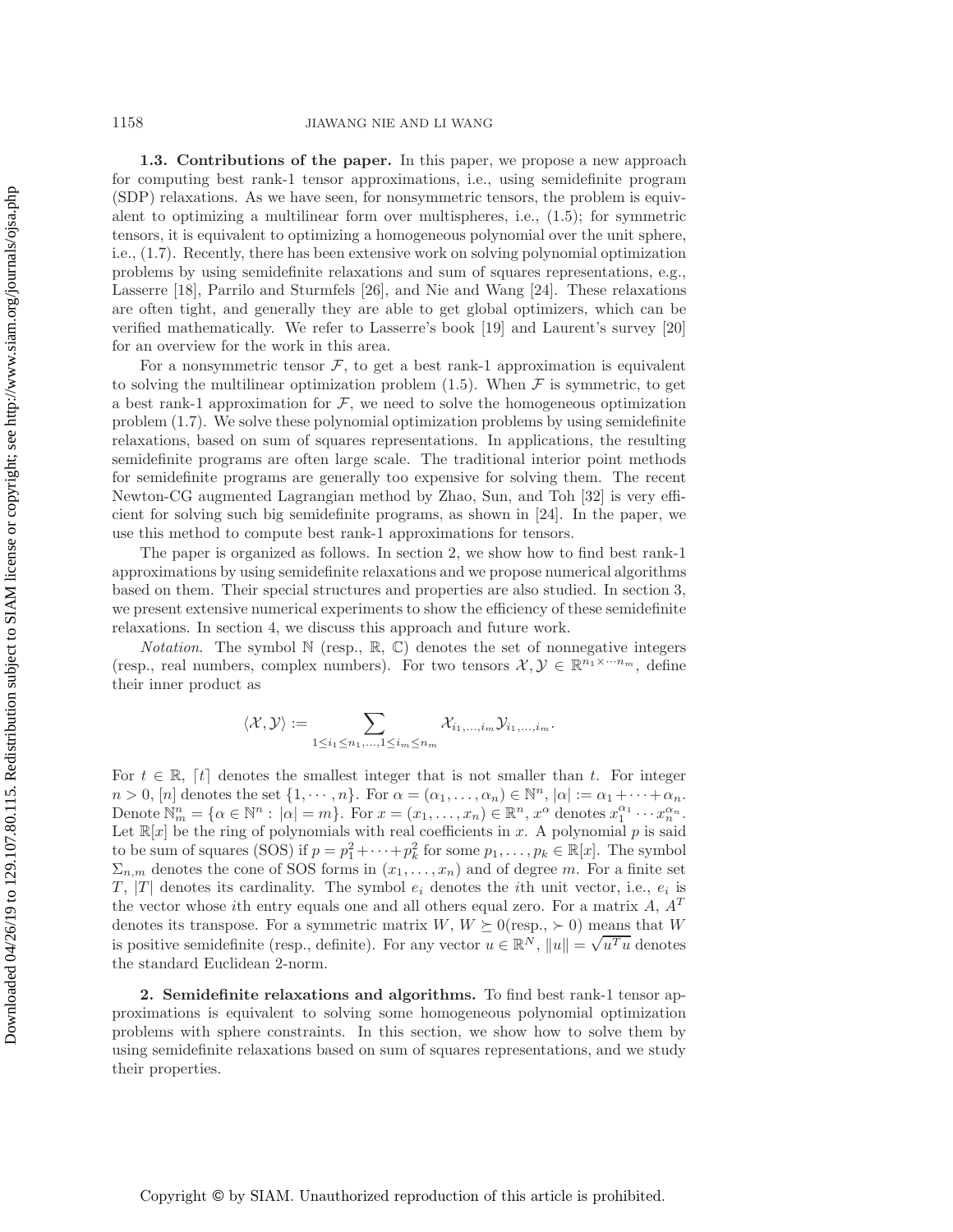**1.3. Contributions of the paper.** In this paper, we propose a new approach for computing best rank-1 tensor approximations, i.e., using semidefinite program (SDP) relaxations. As we have seen, for nonsymmetric tensors, the problem is equivalent to optimizing a multilinear form over multispheres, i.e., (1.5); for symmetric tensors, it is equivalent to optimizing a homogeneous polynomial over the unit sphere, i.e., (1.7). Recently, there has been extensive work on solving polynomial optimization problems by using semidefinite relaxations and sum of squares representations, e.g., Lasserre [18], Parrilo and Sturmfels [26], and Nie and Wang [24]. These relaxations are often tight, and generally they are able to get global optimizers, which can be verified mathematically. We refer to Lasserre's book [19] and Laurent's survey [20] for an overview for the work in this area.

For a nonsymmetric tensor $\mathcal{F}$, to get a best rank-1 approximation is equivalent to solving the multilinear optimization problem (1.5). When $\mathcal{F}$ is symmetric, to get a best rank-1 approximation for $\mathcal{F}$, we need to solve the homogeneous optimization problem (1.7). We solve these polynomial optimization problems by using semidefinite relaxations, based on sum of squares representations. In applications, the resulting semidefinite programs are often large scale. The traditional interior point methods for semidefinite programs are generally too expensive for solving them. The recent Newton-CG augmented Lagrangian method by Zhao, Sun, and Toh [32] is very efficient for solving such big semidefinite programs, as shown in [24]. In the paper, we use this method to compute best rank-1 approximations for tensors.

The paper is organized as follows. In section 2, we show how to find best rank-1 approximations by using semidefinite relaxations and we propose numerical algorithms based on them. Their special structures and properties are also studied. In section 3, we present extensive numerical experiments to show the efficiency of these semidefinite relaxations. In section 4, we discuss this approach and future work.

*Notation*. The symbol $\mathbb{N}$ (resp., $\mathbb{R}$, $\mathbb{C}$) denotes the set of nonnegative integers (resp., real numbers, complex numbers). For two tensors $\mathcal{X}, \mathcal{Y} \in \mathbb{R}^{n_1 \times \cdots n_m}$, define their inner product as

$$\langle \mathcal{X}, \mathcal{Y} \rangle := \sum_{1 \le i_1 \le n_1, \ldots, 1 \le i_m \le n_m} \mathcal{X}_{i_1,\ldots,i_m} \mathcal{Y}_{i_1,\ldots,i_m}.$$

For $t \in \mathbb{R}$, $\lceil t \rceil$ denotes the smallest integer that is not smaller than $t$. For integer $n > 0$, $[n]$ denotes the set $\{1, \cdots, n\}$. For $\alpha = (\alpha_1, \ldots, \alpha_n) \in \mathbb{N}^n$, $|\alpha| := \alpha_1 + \cdots + \alpha_n$. Denote $\mathbb{N}^n_m = \{\alpha \in \mathbb{N}^n : |\alpha| = m\}$. For $x = (x_1, \ldots, x_n) \in \mathbb{R}^n$, $x^\alpha$ denotes $x_1^{\alpha_1} \cdots x_n^{\alpha_n}$. Let $\mathbb{R}[x]$ be the ring of polynomials with real coefficients in $x$. A polynomial $p$ is said to be sum of squares (SOS) if $p = p_1^2 + \cdots + p_k^2$ for some $p_1, \ldots, p_k \in \mathbb{R}[x]$. The symbol $\Sigma_{n,m}$ denotes the cone of SOS forms in $(x_1, \ldots, x_n)$ and of degree $m$. For a finite set $T$, $|T|$ denotes its cardinality. The symbol $e_i$ denotes the $i$th unit vector, i.e., $e_i$ is the vector whose $i$th entry equals one and all others equal zero. For a matrix $A$, $A^T$ denotes its transpose. For a symmetric matrix $W$, $W \succeq 0$(resp., $\succ 0$) means that $W$ is positive semidefinite (resp., definite). For any vector $u \in \mathbb{R}^N$, $\|u\| = \sqrt{u^T u}$ denotes the standard Euclidean 2-norm.

## 2. Semidefinite relaxations and algorithms.

To find best rank-1 tensor approximations is equivalent to solving some homogeneous polynomial optimization problems with sphere constraints. In this section, we show how to solve them by using semidefinite relaxations based on sum of squares representations, and we study their properties.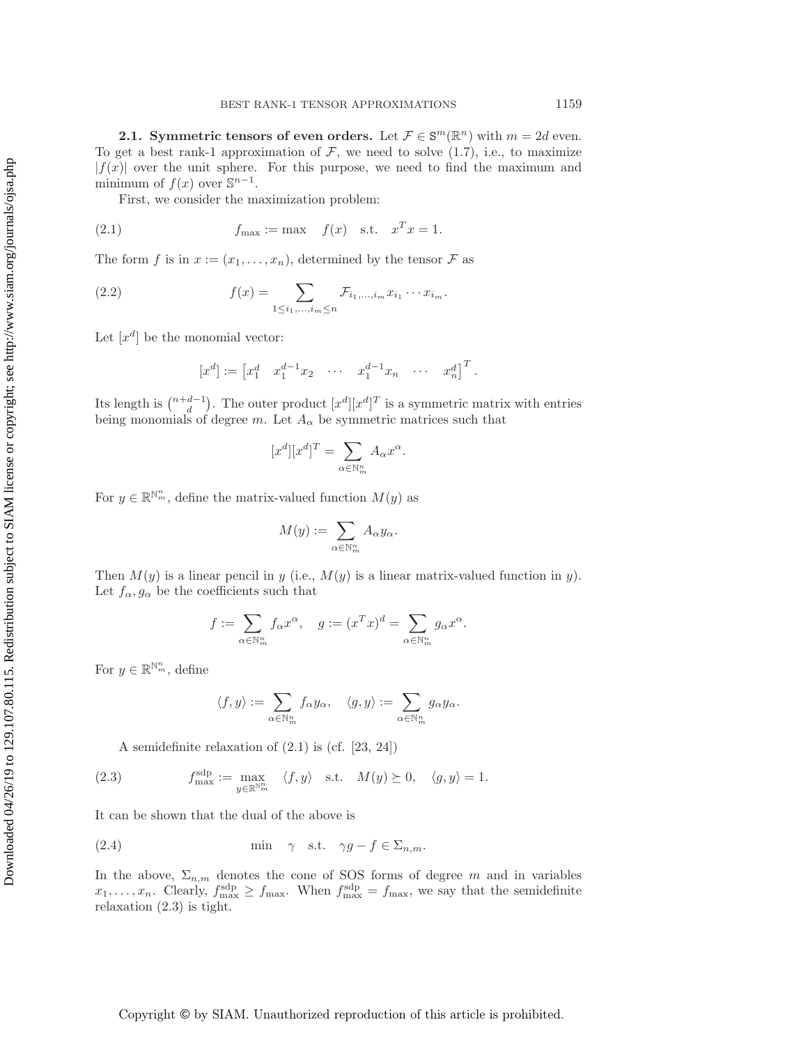**2.1. Symmetric tensors of even orders.** Let $\mathcal{F} \in \mathtt{S}^m(\mathbb{R}^n)$ with $m = 2d$ even. To get a best rank-1 approximation of $\mathcal{F}$, we need to solve (1.7), i.e., to maximize $|f(x)|$ over the unit sphere. For this purpose, we need to find the maximum and minimum of $f(x)$ over $\mathbb{S}^{n-1}$.

First, we consider the maximization problem:

$$f_{\max} := \max \quad f(x) \quad \text{s.t.} \quad x^T x = 1. \tag{2.1}$$

The form $f$ is in $x := (x_1, \ldots, x_n)$, determined by the tensor $\mathcal{F}$ as

$$f(x) = \sum_{1 \le i_1, \ldots, i_m \le n} \mathcal{F}_{i_1, \ldots, i_m} x_{i_1} \cdots x_{i_m}. \tag{2.2}$$

Let $[x^d]$ be the monomial vector:

$$[x^d] := \begin{bmatrix} x_1^d & x_1^{d-1}x_2 & \cdots & x_1^{d-1}x_n & \cdots & x_n^d \end{bmatrix}^T.$$

Its length is $\binom{n+d-1}{d}$. The outer product $[x^d][x^d]^T$ is a symmetric matrix with entries being monomials of degree $m$. Let $A_\alpha$ be symmetric matrices such that

$$[x^d][x^d]^T = \sum_{\alpha \in \mathbb{N}_m^n} A_\alpha x^\alpha.$$

For $y \in \mathbb{R}^{\mathbb{N}_m^n}$, define the matrix-valued function $M(y)$ as

$$M(y) := \sum_{\alpha \in \mathbb{N}_m^n} A_\alpha y_\alpha.$$

Then $M(y)$ is a linear pencil in $y$ (i.e., $M(y)$ is a linear matrix-valued function in $y$). Let $f_\alpha, g_\alpha$ be the coefficients such that

$$f := \sum_{\alpha \in \mathbb{N}_m^n} f_\alpha x^\alpha, \quad g := (x^T x)^d = \sum_{\alpha \in \mathbb{N}_m^n} g_\alpha x^\alpha.$$

For $y \in \mathbb{R}^{\mathbb{N}_m^n}$, define

$$\langle f, y \rangle := \sum_{\alpha \in \mathbb{N}_m^n} f_\alpha y_\alpha, \quad \langle g, y \rangle := \sum_{\alpha \in \mathbb{N}_m^n} g_\alpha y_\alpha.$$

A semidefinite relaxation of (2.1) is (cf. [23, 24])

$$f_{\max}^{\text{sdp}} := \max_{y \in \mathbb{R}^{\mathbb{N}_m^n}} \quad \langle f, y \rangle \quad \text{s.t.} \quad M(y) \succeq 0, \quad \langle g, y \rangle = 1. \tag{2.3}$$

It can be shown that the dual of the above is

$$\min \quad \gamma \quad \text{s.t.} \quad \gamma g - f \in \Sigma_{n,m}. \tag{2.4}$$

In the above, $\Sigma_{n,m}$ denotes the cone of SOS forms of degree $m$ and in variables $x_1, \ldots, x_n$. Clearly, $f_{\max}^{\text{sdp}} \ge f_{\max}$. When $f_{\max}^{\text{sdp}} = f_{\max}$, we say that the semidefinite relaxation (2.3) is tight.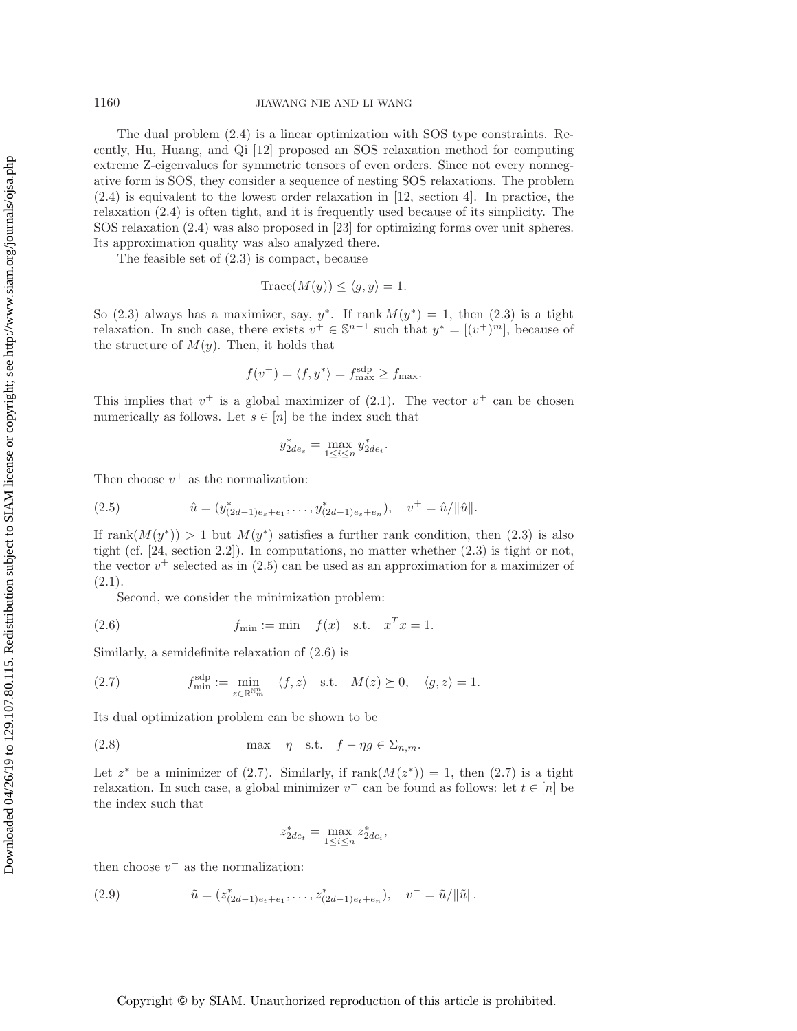The dual problem (2.4) is a linear optimization with SOS type constraints. Recently, Hu, Huang, and Qi [12] proposed an SOS relaxation method for computing extreme Z-eigenvalues for symmetric tensors of even orders. Since not every nonnegative form is SOS, they consider a sequence of nesting SOS relaxations. The problem (2.4) is equivalent to the lowest order relaxation in [12, section 4]. In practice, the relaxation (2.4) is often tight, and it is frequently used because of its simplicity. The SOS relaxation (2.4) was also proposed in [23] for optimizing forms over unit spheres. Its approximation quality was also analyzed there.

The feasible set of (2.3) is compact, because

$$\mathrm{Trace}(M(y)) \leq \langle g, y \rangle = 1.$$

So (2.3) always has a maximizer, say, $y^*$. If $\operatorname{rank} M(y^*) = 1$, then (2.3) is a tight relaxation. In such case, there exists $v^+ \in \mathbb{S}^{n-1}$ such that $y^* = [(v^+)^m]$, because of the structure of $M(y)$. Then, it holds that

$$f(v^+) = \langle f, y^* \rangle = f_{\max}^{\mathrm{sdp}} \geq f_{\max}.$$

This implies that $v^+$ is a global maximizer of (2.1). The vector $v^+$ can be chosen numerically as follows. Let $s \in [n]$ be the index such that

$$y^*_{2de_s} = \max_{1 \leq i \leq n} y^*_{2de_i}.$$

Then choose $v^+$ as the normalization:

$$\hat{u} = (y^*_{(2d-1)e_s+e_1}, \ldots, y^*_{(2d-1)e_s+e_n}), \quad v^+ = \hat{u}/\|\hat{u}\|. \tag{2.5}$$

If $\operatorname{rank}(M(y^*)) > 1$ but $M(y^*)$ satisfies a further rank condition, then (2.3) is also tight (cf. [24, section 2.2]). In computations, no matter whether (2.3) is tight or not, the vector $v^+$ selected as in (2.5) can be used as an approximation for a maximizer of (2.1).

Second, we consider the minimization problem:

$$f_{\min} := \min \quad f(x) \quad \text{s.t.} \quad x^T x = 1. \tag{2.6}$$

Similarly, a semidefinite relaxation of (2.6) is

$$f_{\min}^{\mathrm{sdp}} := \min_{z \in \mathbb{R}^{\mathbb{N}^n_m}} \quad \langle f, z \rangle \quad \text{s.t.} \quad M(z) \succeq 0, \quad \langle g, z \rangle = 1. \tag{2.7}$$

Its dual optimization problem can be shown to be

$$\max \quad \eta \quad \text{s.t.} \quad f - \eta g \in \Sigma_{n,m}. \tag{2.8}$$

Let $z^*$ be a minimizer of (2.7). Similarly, if $\operatorname{rank}(M(z^*)) = 1$, then (2.7) is a tight relaxation. In such case, a global minimizer $v^-$ can be found as follows: let $t \in [n]$ be the index such that

$$z^*_{2de_t} = \max_{1 \leq i \leq n} z^*_{2de_i},$$

then choose $v^-$ as the normalization:

$$\tilde{u} = (z^*_{(2d-1)e_t+e_1}, \ldots, z^*_{(2d-1)e_t+e_n}), \quad v^- = \tilde{u}/\|\tilde{u}\|. \tag{2.9}$$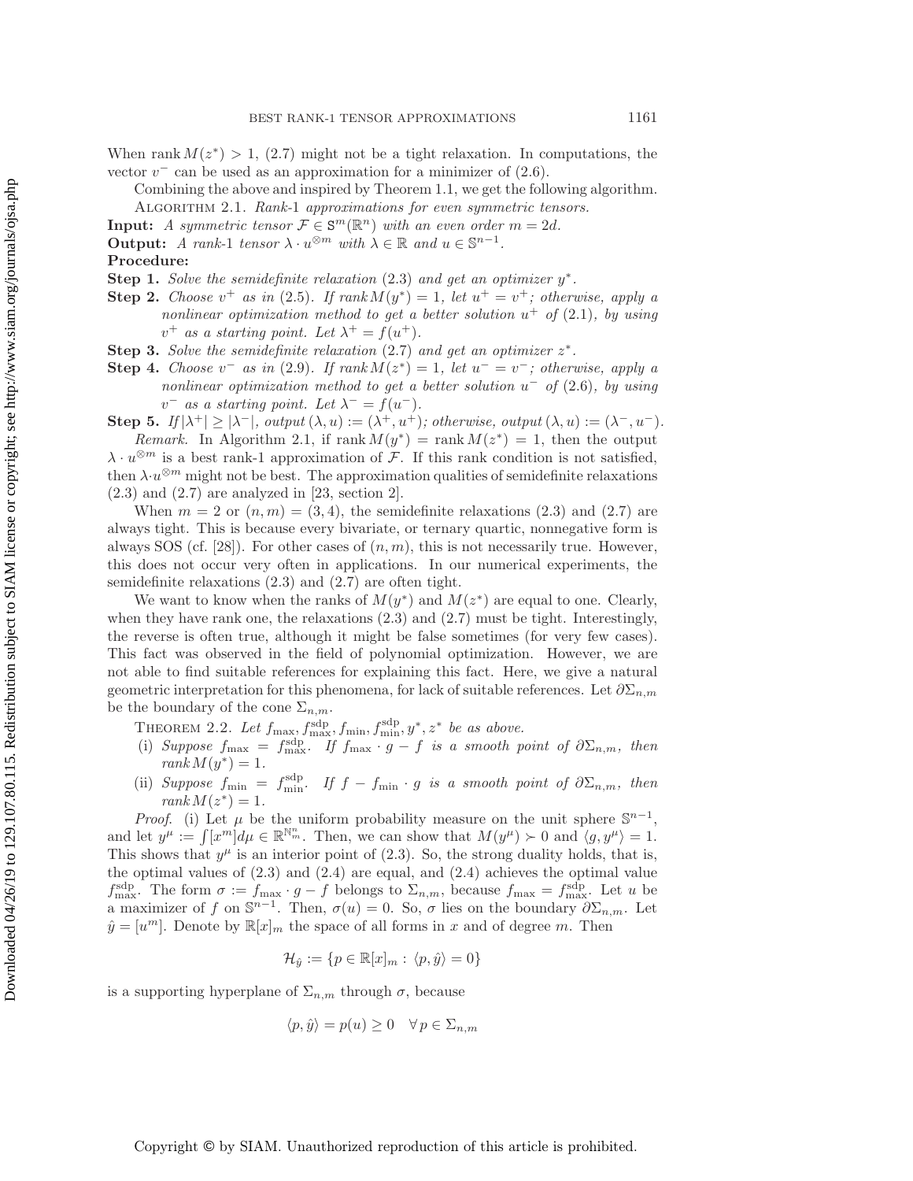When $\operatorname{rank} M(z^*) > 1$, (2.7) might not be a tight relaxation. In computations, the vector $v^-$ can be used as an approximation for a minimizer of (2.6).

Combining the above and inspired by Theorem 1.1, we get the following algorithm.

Algorithm 2.1. *Rank-1 approximations for even symmetric tensors.*

**Input:** *A symmetric tensor $\mathcal{F} \in \mathtt{S}^m(\mathbb{R}^n)$ with an even order $m = 2d$.*

**Output:** *A rank-1 tensor $\lambda \cdot u^{\otimes m}$ with $\lambda \in \mathbb{R}$ and $u \in \mathbb{S}^{n-1}$.*

**Procedure:**

**Step 1.** *Solve the semidefinite relaxation (2.3) and get an optimizer $y^*$.*

**Step 2.** *Choose $v^+$ as in (2.5). If $\operatorname{rank} M(y^*) = 1$, let $u^+ = v^+$; otherwise, apply a nonlinear optimization method to get a better solution $u^+$ of (2.1), by using $v^+$ as a starting point. Let $\lambda^+ = f(u^+)$.*

**Step 3.** *Solve the semidefinite relaxation (2.7) and get an optimizer $z^*$.*

**Step 4.** *Choose $v^-$ as in (2.9). If $\operatorname{rank} M(z^*) = 1$, let $u^- = v^-$; otherwise, apply a nonlinear optimization method to get a better solution $u^-$ of (2.6), by using $v^-$ as a starting point. Let $\lambda^- = f(u^-)$.*

**Step 5.** *If $|\lambda^+| \geq |\lambda^-|$, output $(\lambda, u) := (\lambda^+, u^+)$; otherwise, output $(\lambda, u) := (\lambda^-, u^-)$.*

*Remark.* In Algorithm 2.1, if $\operatorname{rank} M(y^*) = \operatorname{rank} M(z^*) = 1$, then the output $\lambda \cdot u^{\otimes m}$ is a best rank-1 approximation of $\mathcal{F}$. If this rank condition is not satisfied, then $\lambda \cdot u^{\otimes m}$ might not be best. The approximation qualities of semidefinite relaxations (2.3) and (2.7) are analyzed in [23, section 2].

When $m = 2$ or $(n, m) = (3, 4)$, the semidefinite relaxations (2.3) and (2.7) are always tight. This is because every bivariate, or ternary quartic, nonnegative form is always SOS (cf. [28]). For other cases of $(n, m)$, this is not necessarily true. However, this does not occur very often in applications. In our numerical experiments, the semidefinite relaxations (2.3) and (2.7) are often tight.

We want to know when the ranks of $M(y^*)$ and $M(z^*)$ are equal to one. Clearly, when they have rank one, the relaxations (2.3) and (2.7) must be tight. Interestingly, the reverse is often true, although it might be false sometimes (for very few cases). This fact was observed in the field of polynomial optimization. However, we are not able to find suitable references for explaining this fact. Here, we give a natural geometric interpretation for this phenomena, for lack of suitable references. Let $\partial \Sigma_{n,m}$ be the boundary of the cone $\Sigma_{n,m}$.

Theorem 2.2. *Let $f_{\max}, f_{\max}^{\text{sdp}}, f_{\min}, f_{\min}^{\text{sdp}}, y^*, z^*$ be as above.*

(i) *Suppose $f_{\max} = f_{\max}^{\text{sdp}}$. If $f_{\max} \cdot g - f$ is a smooth point of $\partial \Sigma_{n,m}$, then $\operatorname{rank} M(y^*) = 1$.*

(ii) *Suppose $f_{\min} = f_{\min}^{\text{sdp}}$. If $f - f_{\min} \cdot g$ is a smooth point of $\partial \Sigma_{n,m}$, then $\operatorname{rank} M(z^*) = 1$.*

*Proof.* (i) Let $\mu$ be the uniform probability measure on the unit sphere $\mathbb{S}^{n-1}$, and let $y^\mu := \int [x^m] d\mu \in \mathbb{R}^{\mathbb{N}_m^n}$. Then, we can show that $M(y^\mu) \succ 0$ and $\langle g, y^\mu \rangle = 1$. This shows that $y^\mu$ is an interior point of (2.3). So, the strong duality holds, that is, the optimal values of (2.3) and (2.4) are equal, and (2.4) achieves the optimal value $f_{\max}^{\text{sdp}}$. The form $\sigma := f_{\max} \cdot g - f$ belongs to $\Sigma_{n,m}$, because $f_{\max} = f_{\max}^{\text{sdp}}$. Let $u$ be a maximizer of $f$ on $\mathbb{S}^{n-1}$. Then, $\sigma(u) = 0$. So, $\sigma$ lies on the boundary $\partial \Sigma_{n,m}$. Let $\hat{y} = [u^m]$. Denote by $\mathbb{R}[x]_m$ the space of all forms in $x$ and of degree $m$. Then

$$\mathcal{H}_{\hat{y}} := \{p \in \mathbb{R}[x]_m : \langle p, \hat{y} \rangle = 0\}$$

is a supporting hyperplane of $\Sigma_{n,m}$ through $\sigma$, because

$$\langle p, \hat{y} \rangle = p(u) \geq 0 \quad \forall\, p \in \Sigma_{n,m}$$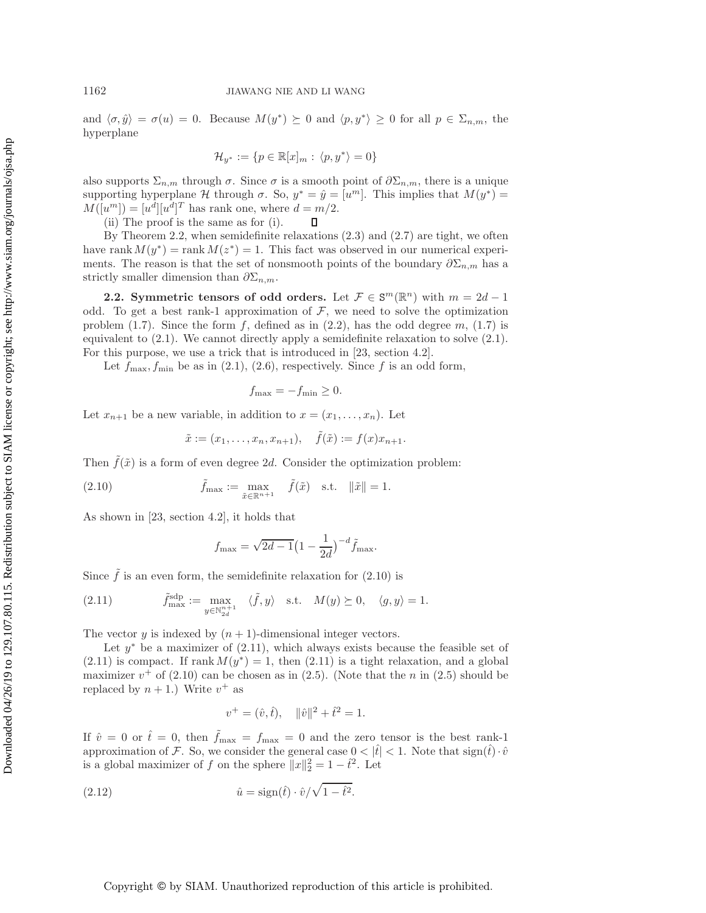and $\langle \sigma, \hat{y} \rangle = \sigma(u) = 0$. Because $M(y^*) \succeq 0$ and $\langle p, y^* \rangle \geq 0$ for all $p \in \Sigma_{n,m}$, the hyperplane

$$\mathcal{H}_{y^*} := \{p \in \mathbb{R}[x]_m : \langle p, y^* \rangle = 0\}$$

also supports $\Sigma_{n,m}$ through $\sigma$. Since $\sigma$ is a smooth point of $\partial\Sigma_{n,m}$, there is a unique supporting hyperplane $\mathcal{H}$ through $\sigma$. So, $y^* = \hat{y} = [u^m]$. This implies that $M(y^*) = M([u^m]) = [u^d][u^d]^T$ has rank one, where $d = m/2$.

(ii) The proof is the same as for (i). ∎

By Theorem 2.2, when semidefinite relaxations (2.3) and (2.7) are tight, we often have $\operatorname{rank} M(y^*) = \operatorname{rank} M(z^*) = 1$. This fact was observed in our numerical experiments. The reason is that the set of nonsmooth points of the boundary $\partial\Sigma_{n,m}$ has a strictly smaller dimension than $\partial\Sigma_{n,m}$.

**2.2. Symmetric tensors of odd orders.** Let $\mathcal{F} \in \mathtt{S}^m(\mathbb{R}^n)$ with $m = 2d-1$ odd. To get a best rank-1 approximation of $\mathcal{F}$, we need to solve the optimization problem (1.7). Since the form $f$, defined as in (2.2), has the odd degree $m$, (1.7) is equivalent to (2.1). We cannot directly apply a semidefinite relaxation to solve (2.1). For this purpose, we use a trick that is introduced in [23, section 4.2].

Let $f_{\max}, f_{\min}$ be as in (2.1), (2.6), respectively. Since $f$ is an odd form,

$$f_{\max} = -f_{\min} \geq 0.$$

Let $x_{n+1}$ be a new variable, in addition to $x = (x_1, \ldots, x_n)$. Let

$$\tilde{x} := (x_1, \ldots, x_n, x_{n+1}), \quad \tilde{f}(\tilde{x}) := f(x)x_{n+1}.$$

Then $\tilde{f}(\tilde{x})$ is a form of even degree $2d$. Consider the optimization problem:

$$\tilde{f}_{\max} := \max_{\tilde{x} \in \mathbb{R}^{n+1}} \quad \tilde{f}(\tilde{x}) \quad \text{s.t.} \quad \|\tilde{x}\| = 1. \tag{2.10}$$

As shown in [23, section 4.2], it holds that

$$f_{\max} = \sqrt{2d-1}\big(1 - \frac{1}{2d}\big)^{-d} \tilde{f}_{\max}.$$

Since $\tilde{f}$ is an even form, the semidefinite relaxation for (2.10) is

$$\tilde{f}^{\mathrm{sdp}}_{\max} := \max_{y \in \mathbb{N}^{n+1}_{2d}} \quad \langle \tilde{f}, y \rangle \quad \text{s.t.} \quad M(y) \succeq 0, \quad \langle g, y \rangle = 1. \tag{2.11}$$

The vector $y$ is indexed by $(n+1)$-dimensional integer vectors.

Let $y^*$ be a maximizer of (2.11), which always exists because the feasible set of (2.11) is compact. If $\operatorname{rank} M(y^*) = 1$, then (2.11) is a tight relaxation, and a global maximizer $v^+$ of (2.10) can be chosen as in (2.5). (Note that the $n$ in (2.5) should be replaced by $n+1$.) Write $v^+$ as

$$v^+ = (\hat{v}, \hat{t}), \quad \|\hat{v}\|^2 + \hat{t}^2 = 1.$$

If $\hat{v} = 0$ or $\hat{t} = 0$, then $\tilde{f}_{\max} = f_{\max} = 0$ and the zero tensor is the best rank-1 approximation of $\mathcal{F}$. So, we consider the general case $0 < |\hat{t}| < 1$. Note that $\operatorname{sign}(\hat{t}) \cdot \hat{v}$ is a global maximizer of $f$ on the sphere $\|x\|_2^2 = 1 - \hat{t}^2$. Let

$$\hat{u} = \operatorname{sign}(\hat{t}) \cdot \hat{v}/\sqrt{1 - \hat{t}^2}. \tag{2.12}$$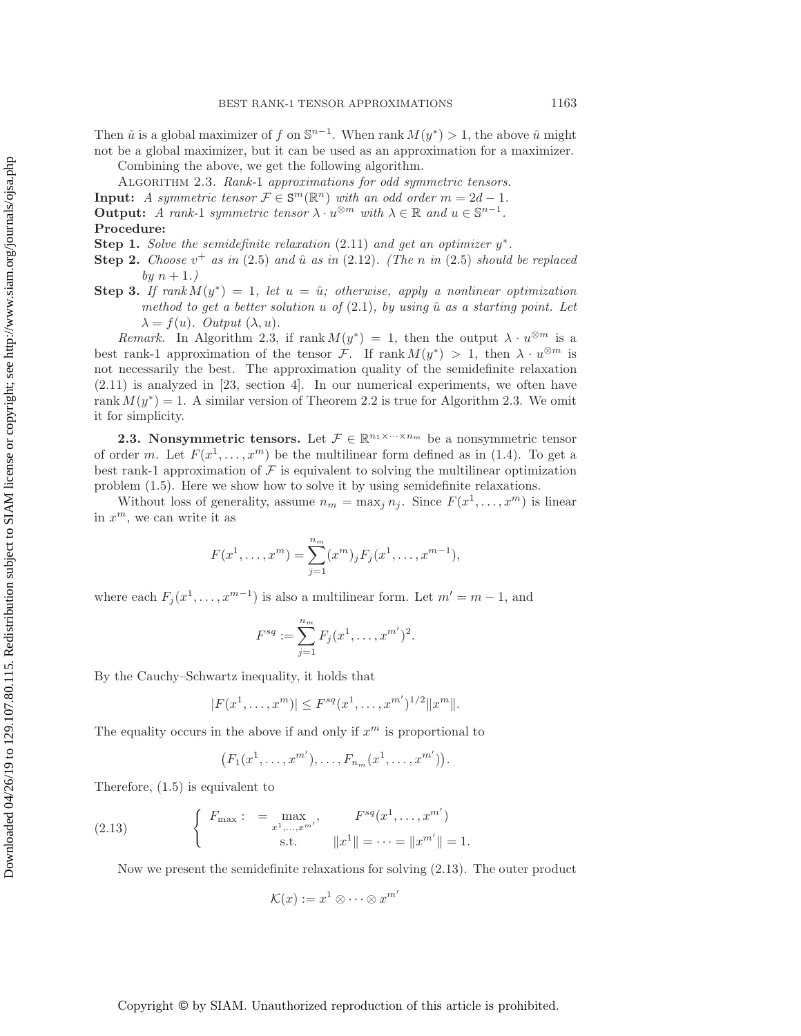Then $\hat{u}$ is a global maximizer of $f$ on $\mathbb{S}^{n-1}$. When rank $M(y^*) > 1$, the above $\hat{u}$ might not be a global maximizer, but it can be used as an approximation for a maximizer.

Combining the above, we get the following algorithm.

Algorithm 2.3. *Rank-1 approximations for odd symmetric tensors.*

**Input:** *A symmetric tensor $\mathcal{F} \in \mathtt{S}^m(\mathbb{R}^n)$ with an odd order $m = 2d - 1$.*

**Output:** *A rank-1 symmetric tensor $\lambda \cdot u^{\otimes m}$ with $\lambda \in \mathbb{R}$ and $u \in \mathbb{S}^{n-1}$.*

**Procedure:**

**Step 1.** *Solve the semidefinite relaxation (2.11) and get an optimizer $y^*$.*

**Step 2.** *Choose $v^+$ as in (2.5) and $\hat{u}$ as in (2.12). (The $n$ in (2.5) should be replaced by $n + 1$.)*

**Step 3.** *If rank $M(y^*) = 1$, let $u = \hat{u}$; otherwise, apply a nonlinear optimization method to get a better solution $u$ of (2.1), by using $\hat{u}$ as a starting point. Let $\lambda = f(u)$. Output $(\lambda, u)$.*

*Remark.* In Algorithm 2.3, if rank $M(y^*) = 1$, then the output $\lambda \cdot u^{\otimes m}$ is a best rank-1 approximation of the tensor $\mathcal{F}$. If rank $M(y^*) > 1$, then $\lambda \cdot u^{\otimes m}$ is not necessarily the best. The approximation quality of the semidefinite relaxation (2.11) is analyzed in [23, section 4]. In our numerical experiments, we often have rank $M(y^*) = 1$. A similar version of Theorem 2.2 is true for Algorithm 2.3. We omit it for simplicity.

### 2.3. Nonsymmetric tensors.

Let $\mathcal{F} \in \mathbb{R}^{n_1 \times \cdots \times n_m}$ be a nonsymmetric tensor of order $m$. Let $F(x^1, \ldots, x^m)$ be the multilinear form defined as in (1.4). To get a best rank-1 approximation of $\mathcal{F}$ is equivalent to solving the multilinear optimization problem (1.5). Here we show how to solve it by using semidefinite relaxations.

Without loss of generality, assume $n_m = \max_j n_j$. Since $F(x^1, \ldots, x^m)$ is linear in $x^m$, we can write it as

$$F(x^1, \ldots, x^m) = \sum_{j=1}^{n_m} (x^m)_j F_j(x^1, \ldots, x^{m-1}),$$

where each $F_j(x^1, \ldots, x^{m-1})$ is also a multilinear form. Let $m' = m - 1$, and

$$F^{sq} := \sum_{j=1}^{n_m} F_j(x^1, \ldots, x^{m'})^2.$$

By the Cauchy–Schwartz inequality, it holds that

$$|F(x^1, \ldots, x^m)| \le F^{sq}(x^1, \ldots, x^{m'})^{1/2} \|x^m\|.$$

The equality occurs in the above if and only if $x^m$ is proportional to

$$\big(F_1(x^1, \ldots, x^{m'}), \ldots, F_{n_m}(x^1, \ldots, x^{m'})\big).$$

Therefore, (1.5) is equivalent to

$$\left\{ \begin{array}{lll} F_{\max} : & = \max\limits_{x^1, \ldots, x^{m'}}, & F^{sq}(x^1, \ldots, x^{m'}) \\ & \text{s.t.} & \|x^1\| = \cdots = \|x^{m'}\| = 1. \end{array} \right. \tag{2.13}$$

Now we present the semidefinite relaxations for solving (2.13). The outer product

$$\mathcal{K}(x) := x^1 \otimes \cdots \otimes x^{m'}$$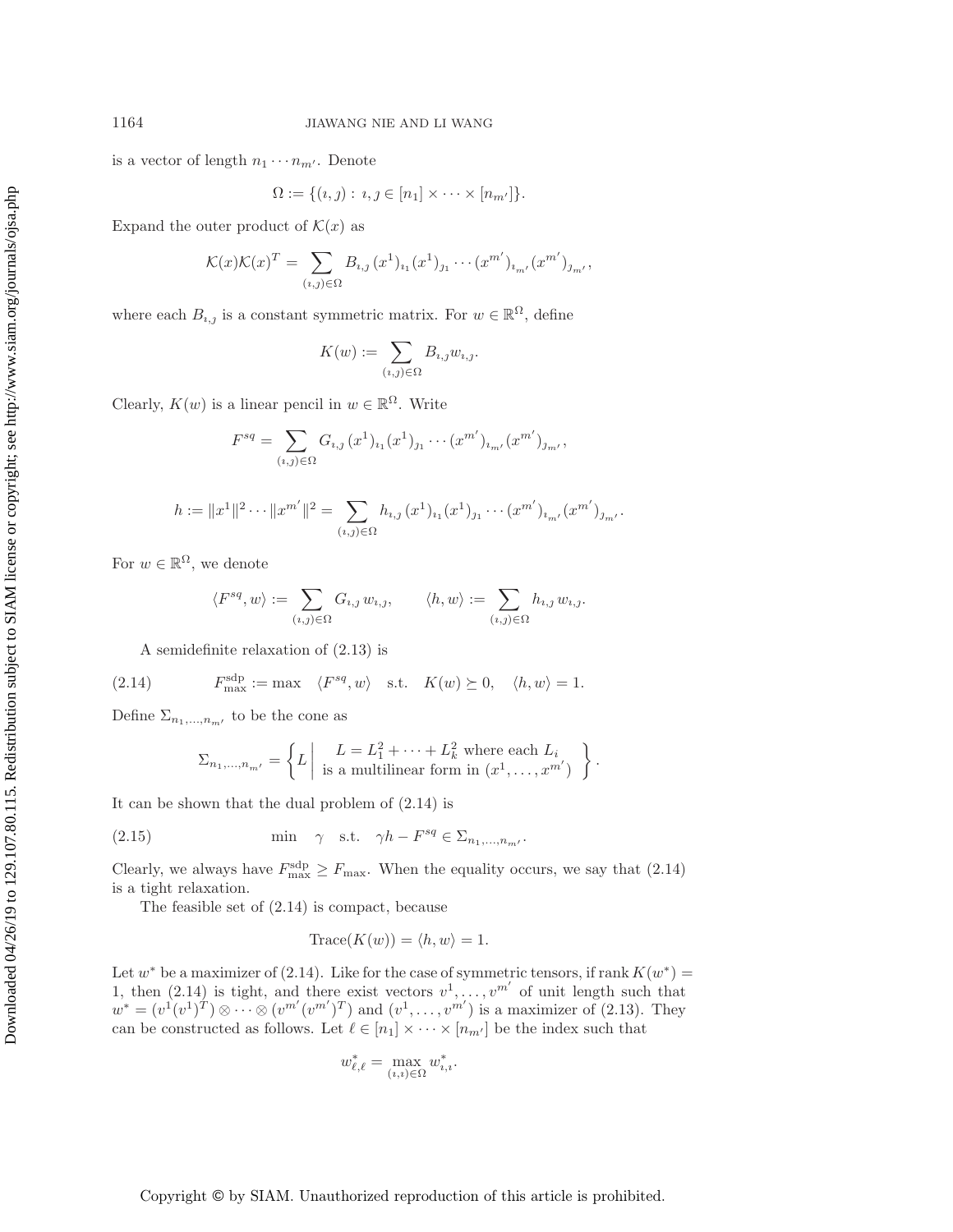is a vector of length $n_1 \cdots n_{m'}$. Denote

$$\Omega := \{(\imath, \jmath) : \imath, \jmath \in [n_1] \times \cdots \times [n_{m'}]\}.$$

Expand the outer product of $\mathcal{K}(x)$ as

$$\mathcal{K}(x)\mathcal{K}(x)^T = \sum_{(\imath,\jmath)\in\Omega} B_{\imath,\jmath}\, (x^1)_{\imath_1}(x^1)_{\jmath_1} \cdots (x^{m'})_{\imath_{m'}}(x^{m'})_{\jmath_{m'}},$$

where each $B_{\imath,\jmath}$ is a constant symmetric matrix. For $w \in \mathbb{R}^\Omega$, define

$$K(w) := \sum_{(\imath,\jmath)\in\Omega} B_{\imath,\jmath} w_{\imath,\jmath}.$$

Clearly, $K(w)$ is a linear pencil in $w \in \mathbb{R}^\Omega$. Write

$$F^{sq} = \sum_{(\imath,\jmath)\in\Omega} G_{\imath,\jmath}\, (x^1)_{\imath_1}(x^1)_{\jmath_1} \cdots (x^{m'})_{\imath_{m'}}(x^{m'})_{\jmath_{m'}},$$

$$h := \|x^1\|^2 \cdots \|x^{m'}\|^2 = \sum_{(\imath,\jmath)\in\Omega} h_{\imath,\jmath}\, (x^1)_{\imath_1}(x^1)_{\jmath_1} \cdots (x^{m'})_{\imath_{m'}}(x^{m'})_{\jmath_{m'}}.$$

For $w \in \mathbb{R}^\Omega$, we denote

$$\langle F^{sq}, w\rangle := \sum_{(\imath,\jmath)\in\Omega} G_{\imath,\jmath}\, w_{\imath,\jmath}, \qquad \langle h, w\rangle := \sum_{(\imath,\jmath)\in\Omega} h_{\imath,\jmath}\, w_{\imath,\jmath}.$$

A semidefinite relaxation of (2.13) is

$$F_{\max}^{\text{sdp}} := \max \quad \langle F^{sq}, w\rangle \quad \text{s.t.} \quad K(w) \succeq 0, \quad \langle h, w\rangle = 1. \tag{2.14}$$

Define $\Sigma_{n_1,\ldots,n_{m'}}$ to be the cone as

$$\Sigma_{n_1,\ldots,n_{m'}} = \left\{ L \;\middle|\; \begin{array}{c} L = L_1^2 + \cdots + L_k^2 \text{ where each } L_i \\ \text{is a multilinear form in } (x^1, \ldots, x^{m'}) \end{array} \right\}.$$

It can be shown that the dual problem of (2.14) is

$$\min \quad \gamma \quad \text{s.t.} \quad \gamma h - F^{sq} \in \Sigma_{n_1,\ldots,n_{m'}}. \tag{2.15}$$

Clearly, we always have $F_{\max}^{\text{sdp}} \geq F_{\max}$. When the equality occurs, we say that (2.14) is a tight relaxation.

The feasible set of (2.14) is compact, because

$$\text{Trace}(K(w)) = \langle h, w\rangle = 1.$$

Let $w^*$ be a maximizer of (2.14). Like for the case of symmetric tensors, if rank $K(w^*) = 1$, then (2.14) is tight, and there exist vectors $v^1, \ldots, v^{m'}$ of unit length such that $w^* = (v^1(v^1)^T) \otimes \cdots \otimes (v^{m'}(v^{m'})^T)$ and $(v^1, \ldots, v^{m'})$ is a maximizer of (2.13). They can be constructed as follows. Let $\ell \in [n_1] \times \cdots \times [n_{m'}]$ be the index such that

$$w^*_{\ell,\ell} = \max_{(\imath,\imath)\in\Omega} w^*_{\imath,\imath}.$$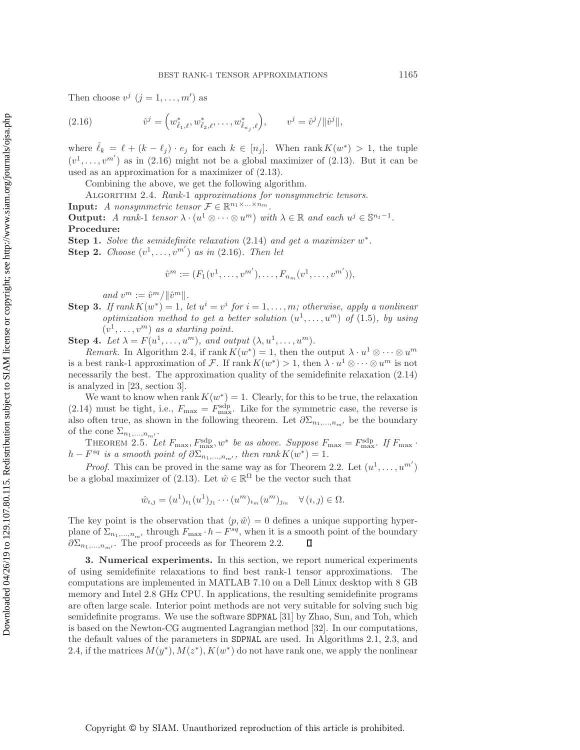Then choose $v^j$ $(j = 1, \ldots, m')$ as

$$\hat{v}^j = \left(w^*_{\hat{\ell}_1,\ell}, w^*_{\hat{\ell}_2,\ell}, \ldots, w^*_{\hat{\ell}_{n_j},\ell}\right), \qquad v^j = \hat{v}^j / \|\hat{v}^j\|, \tag{2.16}$$

where $\hat{\ell}_k = \ell + (k - \ell_j) \cdot e_j$ for each $k \in [n_j]$. When $\operatorname{rank} K(w^*) > 1$, the tuple $(v^1, \ldots, v^{m'})$ as in (2.16) might not be a global maximizer of (2.13). But it can be used as an approximation for a maximizer of (2.13).

Combining the above, we get the following algorithm.

Algorithm 2.4. *Rank-1 approximations for nonsymmetric tensors.*

**Input:** *A nonsymmetric tensor* $\mathcal{F} \in \mathbb{R}^{n_1 \times \cdots \times n_m}$.

**Output:** *A rank-1 tensor* $\lambda \cdot (u^1 \otimes \cdots \otimes u^m)$ *with* $\lambda \in \mathbb{R}$ *and each* $u^j \in \mathbb{S}^{n_j - 1}$.

**Procedure:**

**Step 1.** *Solve the semidefinite relaxation* (2.14) *and get a maximizer* $w^*$.

**Step 2.** *Choose* $(v^1, \ldots, v^{m'})$ *as in* (2.16). *Then let*

$$\hat{v}^m := (F_1(v^1, \ldots, v^{m'}), \ldots, F_{n_m}(v^1, \ldots, v^{m'})),$$

*and* $v^m := \hat{v}^m / \|\hat{v}^m\|$.

**Step 3.** *If* $\operatorname{rank} K(w^*) = 1$, *let* $u^i = v^i$ *for* $i = 1, \ldots, m$; *otherwise, apply a nonlinear optimization method to get a better solution* $(u^1, \ldots, u^m)$ *of* (1.5), *by using* $(v^1, \ldots, v^m)$ *as a starting point.*

**Step 4.** *Let* $\lambda = F(u^1, \ldots, u^m)$, *and output* $(\lambda, u^1, \ldots, u^m)$.

*Remark.* In Algorithm 2.4, if $\operatorname{rank} K(w^*) = 1$, then the output $\lambda \cdot u^1 \otimes \cdots \otimes u^m$ is a best rank-1 approximation of $\mathcal{F}$. If $\operatorname{rank} K(w^*) > 1$, then $\lambda \cdot u^1 \otimes \cdots \otimes u^m$ is not necessarily the best. The approximation quality of the semidefinite relaxation (2.14) is analyzed in [23, section 3].

We want to know when $\operatorname{rank} K(w^*) = 1$. Clearly, for this to be true, the relaxation (2.14) must be tight, i.e., $F_{\max} = F^{\text{sdp}}_{\max}$. Like for the symmetric case, the reverse is also often true, as shown in the following theorem. Let $\partial \Sigma_{n_1,\ldots,n_{m'}}$ be the boundary of the cone $\Sigma_{n_1,\ldots,n_{m'}}$.

Theorem 2.5. *Let* $F_{\max}, F^{\text{sdp}}_{\max}, w^*$ *be as above. Suppose* $F_{\max} = F^{\text{sdp}}_{\max}$. *If* $F_{\max} \cdot h - F^{sq}$ *is a smooth point of* $\partial \Sigma_{n_1,\ldots,n_{m'}}$, *then* $\operatorname{rank} K(w^*) = 1$.

*Proof.* This can be proved in the same way as for Theorem 2.2. Let $(u^1, \ldots, u^{m'})$ be a global maximizer of (2.13). Let $\hat{w} \in \mathbb{R}^{\Omega}$ be the vector such that

$$\hat{w}_{\imath,\jmath} = (u^1)_{\imath_1}(u^1)_{\jmath_1} \cdots (u^m)_{\imath_m}(u^m)_{\jmath_m} \quad \forall (\imath, \jmath) \in \Omega.$$

The key point is the observation that $\langle p, \hat{w} \rangle = 0$ defines a unique supporting hyperplane of $\Sigma_{n_1,\ldots,n_{m'}}$ through $F_{\max} \cdot h - F^{sq}$, when it is a smooth point of the boundary $\partial \Sigma_{n_1,\ldots,n_{m'}}$. The proof proceeds as for Theorem 2.2. ∎

## 3. Numerical experiments.

In this section, we report numerical experiments of using semidefinite relaxations to find best rank-1 tensor approximations. The computations are implemented in MATLAB 7.10 on a Dell Linux desktop with 8 GB memory and Intel 2.8 GHz CPU. In applications, the resulting semidefinite programs are often large scale. Interior point methods are not very suitable for solving such big semidefinite programs. We use the software SDPNAL [31] by Zhao, Sun, and Toh, which is based on the Newton-CG augmented Lagrangian method [32]. In our computations, the default values of the parameters in SDPNAL are used. In Algorithms 2.1, 2.3, and 2.4, if the matrices $M(y^*), M(z^*), K(w^*)$ do not have rank one, we apply the nonlinear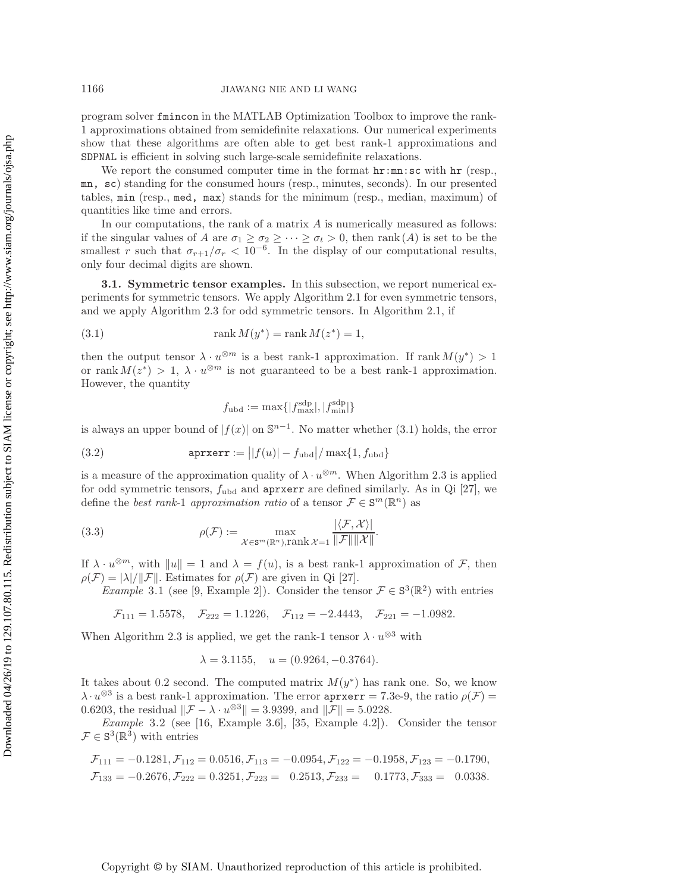program solver `fmincon` in the MATLAB Optimization Toolbox to improve the rank-1 approximations obtained from semidefinite relaxations. Our numerical experiments show that these algorithms are often able to get best rank-1 approximations and `SDPNAL` is efficient in solving such large-scale semidefinite relaxations.

We report the consumed computer time in the format `hr:mn:sc` with `hr` (resp., `mn, sc`) standing for the consumed hours (resp., minutes, seconds). In our presented tables, `min` (resp., `med, max`) stands for the minimum (resp., median, maximum) of quantities like time and errors.

In our computations, the rank of a matrix $A$ is numerically measured as follows: if the singular values of $A$ are $\sigma_1 \geq \sigma_2 \geq \cdots \geq \sigma_t > 0$, then $\operatorname{rank}(A)$ is set to be the smallest $r$ such that $\sigma_{r+1}/\sigma_r < 10^{-6}$. In the display of our computational results, only four decimal digits are shown.

### 3.1. Symmetric tensor examples.

In this subsection, we report numerical experiments for symmetric tensors. We apply Algorithm 2.1 for even symmetric tensors, and we apply Algorithm 2.3 for odd symmetric tensors. In Algorithm 2.1, if

$$\operatorname{rank} M(y^*) = \operatorname{rank} M(z^*) = 1, \tag{3.1}$$

then the output tensor $\lambda \cdot u^{\otimes m}$ is a best rank-1 approximation. If $\operatorname{rank} M(y^*) > 1$ or $\operatorname{rank} M(z^*) > 1$, $\lambda \cdot u^{\otimes m}$ is not guaranteed to be a best rank-1 approximation. However, the quantity

$$f_{\text{ubd}} := \max\{|f_{\max}^{\text{sdp}}|, |f_{\min}^{\text{sdp}}|\}$$

is always an upper bound of $|f(x)|$ on $\mathbb{S}^{n-1}$. No matter whether (3.1) holds, the error

$$\texttt{aprxerr} := \big||f(u)| - f_{\text{ubd}}\big| / \max\{1, f_{\text{ubd}}\} \tag{3.2}$$

is a measure of the approximation quality of $\lambda \cdot u^{\otimes m}$. When Algorithm 2.3 is applied for odd symmetric tensors, $f_{\text{ubd}}$ and `aprxerr` are defined similarly. As in Qi [27], we define the *best rank-1 approximation ratio* of a tensor $\mathcal{F} \in \mathtt{S}^m(\mathbb{R}^n)$ as

$$\rho(\mathcal{F}) := \max_{\mathcal{X} \in \mathtt{S}^m(\mathbb{R}^n), \operatorname{rank} \mathcal{X} = 1} \frac{|\langle \mathcal{F}, \mathcal{X} \rangle|}{\|\mathcal{F}\| \|\mathcal{X}\|}. \tag{3.3}$$

If $\lambda \cdot u^{\otimes m}$, with $\|u\| = 1$ and $\lambda = f(u)$, is a best rank-1 approximation of $\mathcal{F}$, then $\rho(\mathcal{F}) = |\lambda|/\|\mathcal{F}\|$. Estimates for $\rho(\mathcal{F})$ are given in Qi [27].

*Example* 3.1 (see [9, Example 2]). Consider the tensor $\mathcal{F} \in \mathtt{S}^3(\mathbb{R}^2)$ with entries

$$\mathcal{F}_{111} = 1.5578, \quad \mathcal{F}_{222} = 1.1226, \quad \mathcal{F}_{112} = -2.4443, \quad \mathcal{F}_{221} = -1.0982.$$

When Algorithm 2.3 is applied, we get the rank-1 tensor $\lambda \cdot u^{\otimes 3}$ with

$$\lambda = 3.1155, \quad u = (0.9264, -0.3764).$$

It takes about 0.2 second. The computed matrix $M(y^*)$ has rank one. So, we know $\lambda \cdot u^{\otimes 3}$ is a best rank-1 approximation. The error `aprxerr` = 7.3e-9, the ratio $\rho(\mathcal{F}) = 0.6203$, the residual $\|\mathcal{F} - \lambda \cdot u^{\otimes 3}\| = 3.9399$, and $\|\mathcal{F}\| = 5.0228$.

*Example* 3.2 (see [16, Example 3.6], [35, Example 4.2]). Consider the tensor $\mathcal{F} \in \mathtt{S}^3(\mathbb{R}^3)$ with entries

$$\mathcal{F}_{111} = -0.1281, \mathcal{F}_{112} = 0.0516, \mathcal{F}_{113} = -0.0954, \mathcal{F}_{122} = -0.1958, \mathcal{F}_{123} = -0.1790,$$
$$\mathcal{F}_{133} = -0.2676, \mathcal{F}_{222} = 0.3251, \mathcal{F}_{223} = 0.2513, \mathcal{F}_{233} = 0.1773, \mathcal{F}_{333} = 0.0338.$$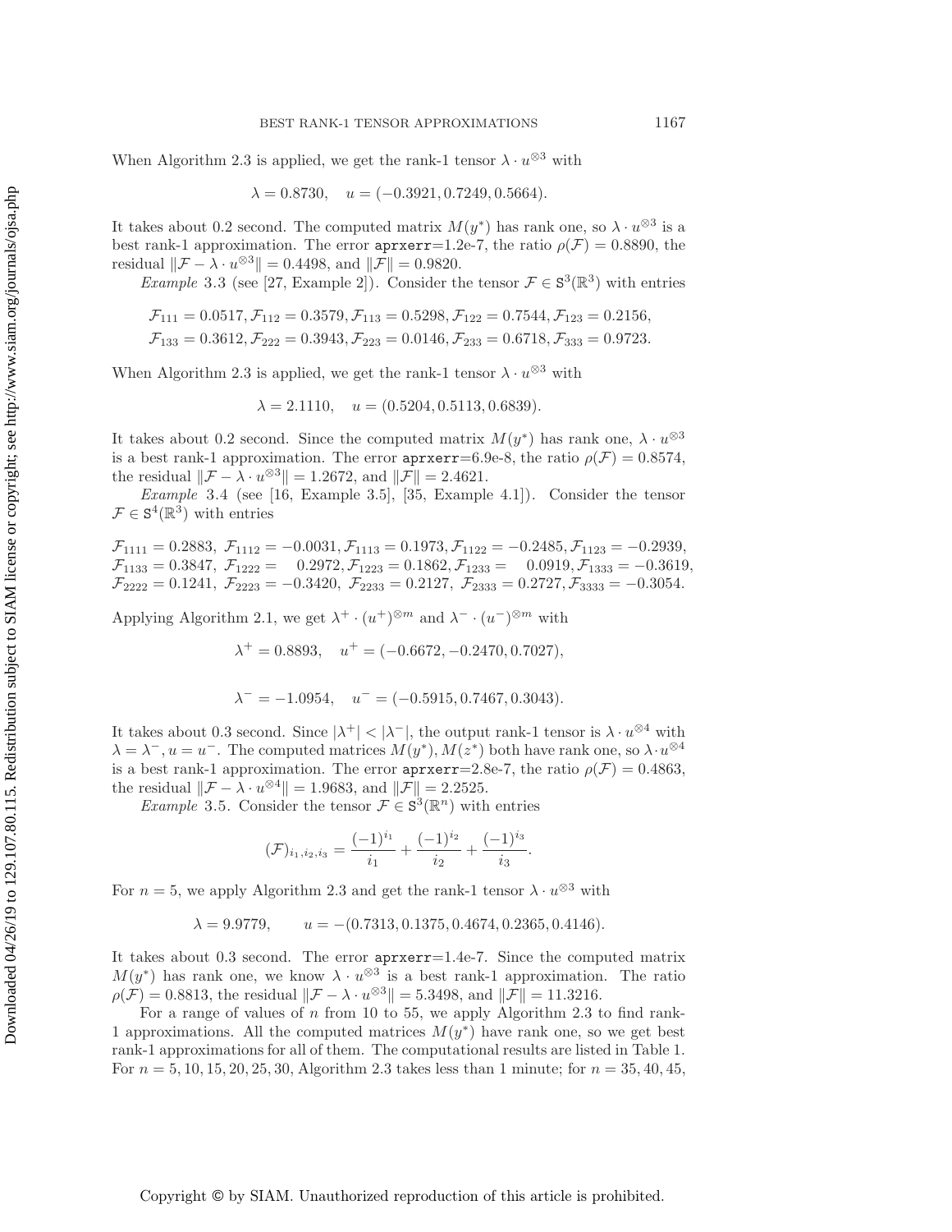When Algorithm 2.3 is applied, we get the rank-1 tensor $\lambda \cdot u^{\otimes 3}$ with

$$\lambda = 0.8730, \quad u = (-0.3921, 0.7249, 0.5664).$$

It takes about 0.2 second. The computed matrix $M(y^*)$ has rank one, so $\lambda \cdot u^{\otimes 3}$ is a best rank-1 approximation. The error `aprxerr`=1.2e-7, the ratio $\rho(\mathcal{F}) = 0.8890$, the residual $\|\mathcal{F} - \lambda \cdot u^{\otimes 3}\| = 0.4498$, and $\|\mathcal{F}\| = 0.9820$.

*Example* 3.3 (see [27, Example 2]). Consider the tensor $\mathcal{F} \in \mathtt{S}^3(\mathbb{R}^3)$ with entries

$$\mathcal{F}_{111} = 0.0517, \mathcal{F}_{112} = 0.3579, \mathcal{F}_{113} = 0.5298, \mathcal{F}_{122} = 0.7544, \mathcal{F}_{123} = 0.2156,$$
$$\mathcal{F}_{133} = 0.3612, \mathcal{F}_{222} = 0.3943, \mathcal{F}_{223} = 0.0146, \mathcal{F}_{233} = 0.6718, \mathcal{F}_{333} = 0.9723.$$

When Algorithm 2.3 is applied, we get the rank-1 tensor $\lambda \cdot u^{\otimes 3}$ with

$$\lambda = 2.1110, \quad u = (0.5204, 0.5113, 0.6839).$$

It takes about 0.2 second. Since the computed matrix $M(y^*)$ has rank one, $\lambda \cdot u^{\otimes 3}$ is a best rank-1 approximation. The error `aprxerr`=6.9e-8, the ratio $\rho(\mathcal{F}) = 0.8574$, the residual $\|\mathcal{F} - \lambda \cdot u^{\otimes 3}\| = 1.2672$, and $\|\mathcal{F}\| = 2.4621$.

*Example* 3.4 (see [16, Example 3.5], [35, Example 4.1]). Consider the tensor $\mathcal{F} \in \mathtt{S}^4(\mathbb{R}^3)$ with entries

$$\mathcal{F}_{1111} = 0.2883,\ \mathcal{F}_{1112} = -0.0031, \mathcal{F}_{1113} = 0.1973, \mathcal{F}_{1122} = -0.2485, \mathcal{F}_{1123} = -0.2939,$$
$$\mathcal{F}_{1133} = 0.3847,\ \mathcal{F}_{1222} = 0.2972, \mathcal{F}_{1223} = 0.1862, \mathcal{F}_{1233} = 0.0919, \mathcal{F}_{1333} = -0.3619,$$
$$\mathcal{F}_{2222} = 0.1241,\ \mathcal{F}_{2223} = -0.3420,\ \mathcal{F}_{2233} = 0.2127,\ \mathcal{F}_{2333} = 0.2727, \mathcal{F}_{3333} = -0.3054.$$

Applying Algorithm 2.1, we get $\lambda^+ \cdot (u^+)^{\otimes m}$ and $\lambda^- \cdot (u^-)^{\otimes m}$ with

$$\lambda^+ = 0.8893, \quad u^+ = (-0.6672, -0.2470, 0.7027),$$

$$\lambda^- = -1.0954, \quad u^- = (-0.5915, 0.7467, 0.3043).$$

It takes about 0.3 second. Since $|\lambda^+| < |\lambda^-|$, the output rank-1 tensor is $\lambda \cdot u^{\otimes 4}$ with $\lambda = \lambda^-, u = u^-$. The computed matrices $M(y^*), M(z^*)$ both have rank one, so $\lambda \cdot u^{\otimes 4}$ is a best rank-1 approximation. The error `aprxerr`=2.8e-7, the ratio $\rho(\mathcal{F}) = 0.4863$, the residual $\|\mathcal{F} - \lambda \cdot u^{\otimes 4}\| = 1.9683$, and $\|\mathcal{F}\| = 2.2525$.

*Example* 3.5. Consider the tensor $\mathcal{F} \in \mathtt{S}^3(\mathbb{R}^n)$ with entries

$$(\mathcal{F})_{i_1,i_2,i_3} = \frac{(-1)^{i_1}}{i_1} + \frac{(-1)^{i_2}}{i_2} + \frac{(-1)^{i_3}}{i_3}.$$

For $n = 5$, we apply Algorithm 2.3 and get the rank-1 tensor $\lambda \cdot u^{\otimes 3}$ with

$$\lambda = 9.9779, \qquad u = -(0.7313, 0.1375, 0.4674, 0.2365, 0.4146).$$

It takes about 0.3 second. The error `aprxerr`=1.4e-7. Since the computed matrix $M(y^*)$ has rank one, we know $\lambda \cdot u^{\otimes 3}$ is a best rank-1 approximation. The ratio $\rho(\mathcal{F}) = 0.8813$, the residual $\|\mathcal{F} - \lambda \cdot u^{\otimes 3}\| = 5.3498$, and $\|\mathcal{F}\| = 11.3216$.

For a range of values of $n$ from 10 to 55, we apply Algorithm 2.3 to find rank-1 approximations. All the computed matrices $M(y^*)$ have rank one, so we get best rank-1 approximations for all of them. The computational results are listed in Table 1. For $n = 5, 10, 15, 20, 25, 30$, Algorithm 2.3 takes less than 1 minute; for $n = 35, 40, 45,$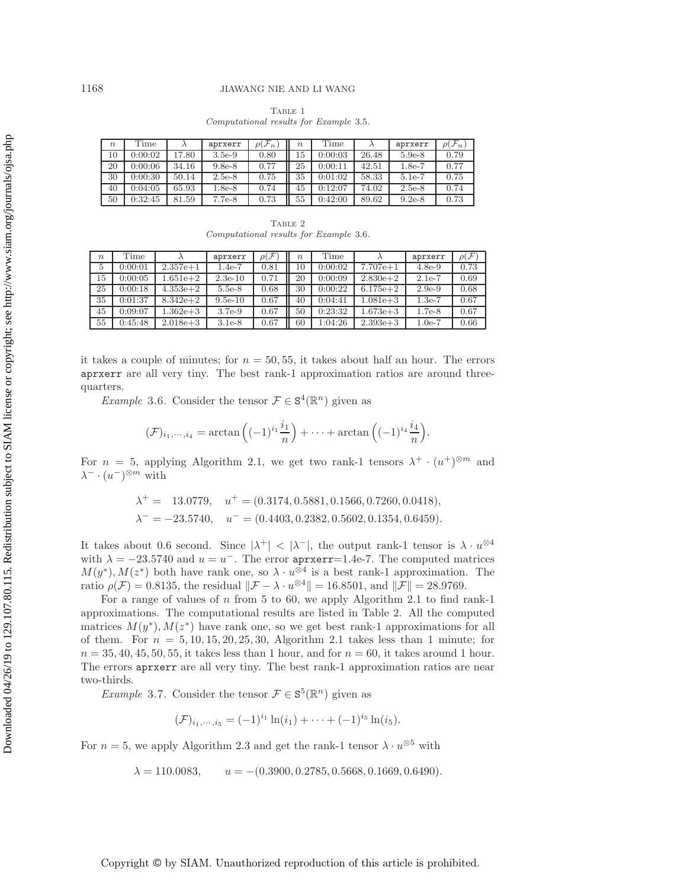Table 1
*Computational results for Example* 3.5.

| $n$ | Time | $\lambda$ | aprxerr | $\rho(\mathcal{F}_n)$ | $n$ | Time | $\lambda$ | aprxerr | $\rho(\mathcal{F}_n)$ |
|---|---|---|---|---|---|---|---|---|---|
| 10 | 0:00:02 | 17.80 | 3.5e-9 | 0.80 | 15 | 0:00:03 | 26.48 | 5.9e-8 | 0.79 |
| 20 | 0:00:06 | 34.16 | 9.8e-8 | 0.77 | 25 | 0:00:11 | 42.51 | 1.8e-7 | 0.77 |
| 30 | 0:00:30 | 50.14 | 2.5e-8 | 0.75 | 35 | 0:01:02 | 58.33 | 5.1e-7 | 0.75 |
| 40 | 0:04:05 | 65.93 | 1.8e-8 | 0.74 | 45 | 0:12:07 | 74.02 | 2.5e-8 | 0.74 |
| 50 | 0:32:45 | 81.59 | 7.7e-8 | 0.73 | 55 | 0:42:00 | 89.62 | 9.2e-8 | 0.73 |

Table 2
*Computational results for Example* 3.6.

| $n$ | Time | $\lambda$ | aprxerr | $\rho(\mathcal{F})$ | $n$ | Time | $\lambda$ | aprxerr | $\rho(\mathcal{F})$ |
|---|---|---|---|---|---|---|---|---|---|
| 5 | 0:00:01 | 2.357e+1 | 1.4e-7 | 0.81 | 10 | 0:00:02 | 7.707e+1 | 4.8e-9 | 0.73 |
| 15 | 0:00:05 | 1.651e+2 | 2.3e-10 | 0.71 | 20 | 0:00:09 | 2.830e+2 | 2.1e-7 | 0.69 |
| 25 | 0:00:18 | 4.353e+2 | 5.5e-8 | 0.68 | 30 | 0:00:22 | 6.175e+2 | 2.9e-9 | 0.68 |
| 35 | 0:01:37 | 8.342e+2 | 9.5e-10 | 0.67 | 40 | 0:04:41 | 1.081e+3 | 1.3e-7 | 0.67 |
| 45 | 0:09:07 | 1.362e+3 | 3.7e-9 | 0.67 | 50 | 0:23:32 | 1.673e+3 | 1.7e-8 | 0.67 |
| 55 | 0:45:48 | 2.018e+3 | 3.1e-8 | 0.67 | 60 | 1:04:26 | 2.393e+3 | 1.0e-7 | 0.66 |

it takes a couple of minutes; for $n = 50, 55$, it takes about half an hour. The errors aprxerr are all very tiny. The best rank-1 approximation ratios are around three-quarters.

*Example* 3.6. Consider the tensor $\mathcal{F} \in \mathtt{S}^4(\mathbb{R}^n)$ given as

$$(\mathcal{F})_{i_1,\cdots,i_4} = \arctan\Big((-1)^{i_1}\frac{i_1}{n}\Big) + \cdots + \arctan\Big((-1)^{i_4}\frac{i_4}{n}\Big).$$

For $n = 5$, applying Algorithm 2.1, we get two rank-1 tensors $\lambda^+ \cdot (u^+)^{\otimes m}$ and $\lambda^- \cdot (u^-)^{\otimes m}$ with

$$\lambda^+ = \quad 13.0779, \quad u^+ = (0.3174, 0.5881, 0.1566, 0.7260, 0.0418),$$
$$\lambda^- = -23.5740, \quad u^- = (0.4403, 0.2382, 0.5602, 0.1354, 0.6459).$$

It takes about 0.6 second. Since $|\lambda^+| < |\lambda^-|$, the output rank-1 tensor is $\lambda \cdot u^{\otimes 4}$ with $\lambda = -23.5740$ and $u = u^-$. The error aprxerr=1.4e-7. The computed matrices $M(y^*), M(z^*)$ both have rank one, so $\lambda \cdot u^{\otimes 4}$ is a best rank-1 approximation. The ratio $\rho(\mathcal{F}) = 0.8135$, the residual $\|\mathcal{F} - \lambda \cdot u^{\otimes 4}\| = 16.8501$, and $\|\mathcal{F}\| = 28.9769$.

For a range of values of $n$ from 5 to 60, we apply Algorithm 2.1 to find rank-1 approximations. The computational results are listed in Table 2. All the computed matrices $M(y^*), M(z^*)$ have rank one, so we get best rank-1 approximations for all of them. For $n = 5, 10, 15, 20, 25, 30$, Algorithm 2.1 takes less than 1 minute; for $n = 35, 40, 45, 50, 55$, it takes less than 1 hour, and for $n = 60$, it takes around 1 hour. The errors aprxerr are all very tiny. The best rank-1 approximation ratios are near two-thirds.

*Example* 3.7. Consider the tensor $\mathcal{F} \in \mathtt{S}^5(\mathbb{R}^n)$ given as

$$(\mathcal{F})_{i_1,\cdots,i_5} = (-1)^{i_1}\ln(i_1) + \cdots + (-1)^{i_5}\ln(i_5).$$

For $n = 5$, we apply Algorithm 2.3 and get the rank-1 tensor $\lambda \cdot u^{\otimes 5}$ with

$$\lambda = 110.0083, \qquad u = -(0.3900, 0.2785, 0.5668, 0.1669, 0.6490).$$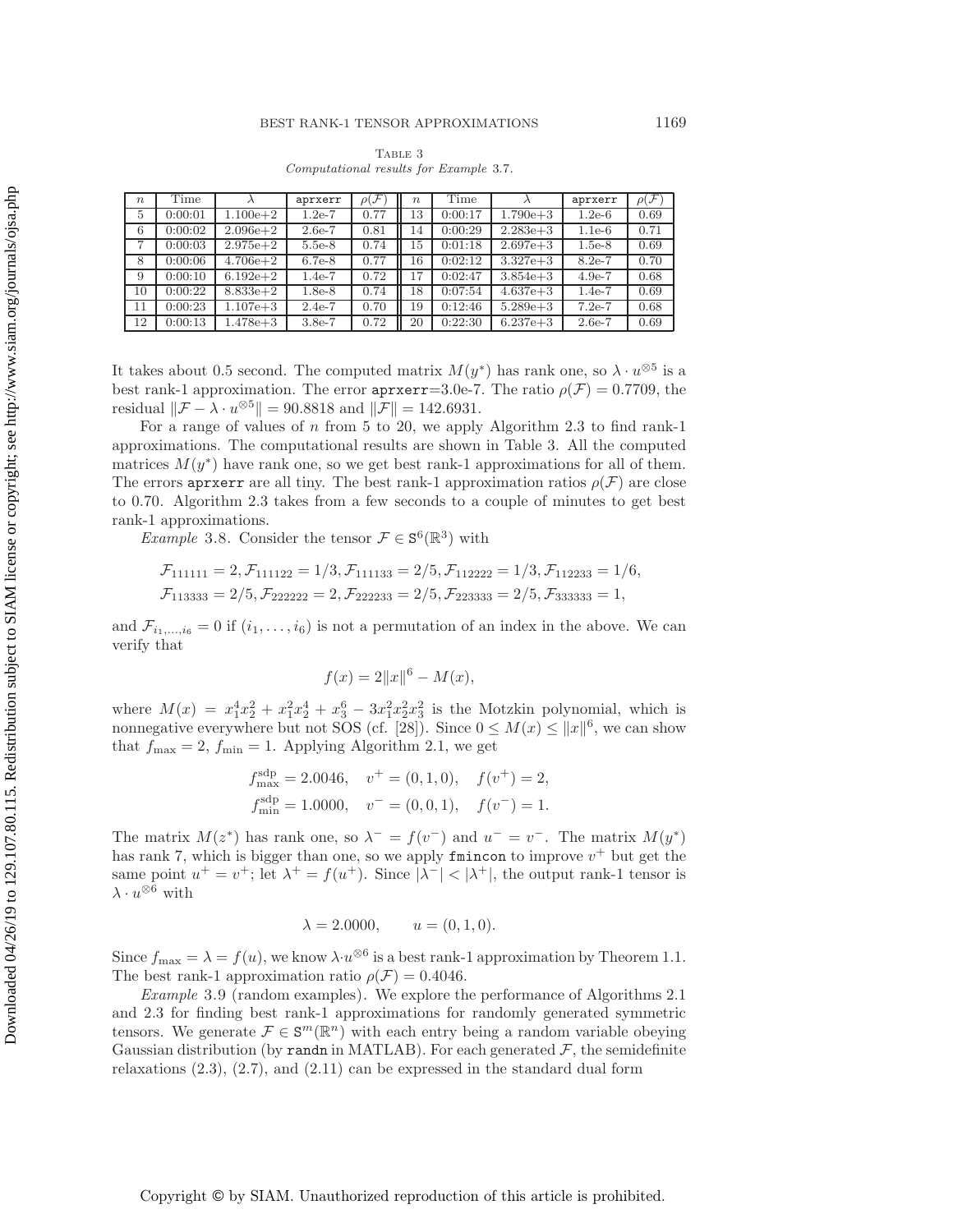Table 3
*Computational results for Example 3.7.*

| $n$ | Time | $\lambda$ | aprxerr | $\rho(\mathcal{F})$ | $n$ | Time | $\lambda$ | aprxerr | $\rho(\mathcal{F})$ |
|---|---|---|---|---|---|---|---|---|---|
| 5 | 0:00:01 | 1.100e+2 | 1.2e-7 | 0.77 | 13 | 0:00:17 | 1.790e+3 | 1.2e-6 | 0.69 |
| 6 | 0:00:02 | 2.096e+2 | 2.6e-7 | 0.81 | 14 | 0:00:29 | 2.283e+3 | 1.1e-6 | 0.71 |
| 7 | 0:00:03 | 2.975e+2 | 5.5e-8 | 0.74 | 15 | 0:01:18 | 2.697e+3 | 1.5e-8 | 0.69 |
| 8 | 0:00:06 | 4.706e+2 | 6.7e-8 | 0.77 | 16 | 0:02:12 | 3.327e+3 | 8.2e-7 | 0.70 |
| 9 | 0:00:10 | 6.192e+2 | 1.4e-7 | 0.72 | 17 | 0:02:47 | 3.854e+3 | 4.9e-7 | 0.68 |
| 10 | 0:00:22 | 8.833e+2 | 1.8e-8 | 0.74 | 18 | 0:07:54 | 4.637e+3 | 1.4e-7 | 0.69 |
| 11 | 0:00:23 | 1.107e+3 | 2.4e-7 | 0.70 | 19 | 0:12:46 | 5.289e+3 | 7.2e-7 | 0.68 |
| 12 | 0:00:13 | 1.478e+3 | 3.8e-7 | 0.72 | 20 | 0:22:30 | 6.237e+3 | 2.6e-7 | 0.69 |

It takes about 0.5 second. The computed matrix $M(y^*)$ has rank one, so $\lambda \cdot u^{\otimes 5}$ is a best rank-1 approximation. The error aprxerr=3.0e-7. The ratio $\rho(\mathcal{F}) = 0.7709$, the residual $\|\mathcal{F} - \lambda \cdot u^{\otimes 5}\| = 90.8818$ and $\|\mathcal{F}\| = 142.6931$.

For a range of values of $n$ from 5 to 20, we apply Algorithm 2.3 to find rank-1 approximations. The computational results are shown in Table 3. All the computed matrices $M(y^*)$ have rank one, so we get best rank-1 approximations for all of them. The errors aprxerr are all tiny. The best rank-1 approximation ratios $\rho(\mathcal{F})$ are close to 0.70. Algorithm 2.3 takes from a few seconds to a couple of minutes to get best rank-1 approximations.

*Example* 3.8. Consider the tensor $\mathcal{F} \in \mathtt{S}^6(\mathbb{R}^3)$ with

$$\mathcal{F}_{111111} = 2, \mathcal{F}_{111122} = 1/3, \mathcal{F}_{111133} = 2/5, \mathcal{F}_{112222} = 1/3, \mathcal{F}_{112233} = 1/6,$$
$$\mathcal{F}_{113333} = 2/5, \mathcal{F}_{222222} = 2, \mathcal{F}_{222233} = 2/5, \mathcal{F}_{223333} = 2/5, \mathcal{F}_{333333} = 1,$$

and $\mathcal{F}_{i_1,\dots,i_6} = 0$ if $(i_1, \dots, i_6)$ is not a permutation of an index in the above. We can verify that

$$f(x) = 2\|x\|^6 - M(x),$$

where $M(x) = x_1^4 x_2^2 + x_1^2 x_2^4 + x_3^6 - 3x_1^2 x_2^2 x_3^2$ is the Motzkin polynomial, which is nonnegative everywhere but not SOS (cf. [28]). Since $0 \le M(x) \le \|x\|^6$, we can show that $f_{\max} = 2$, $f_{\min} = 1$. Applying Algorithm 2.1, we get

$$f_{\max}^{\text{sdp}} = 2.0046, \quad v^+ = (0, 1, 0), \quad f(v^+) = 2,$$
$$f_{\min}^{\text{sdp}} = 1.0000, \quad v^- = (0, 0, 1), \quad f(v^-) = 1.$$

The matrix $M(z^*)$ has rank one, so $\lambda^- = f(v^-)$ and $u^- = v^-$. The matrix $M(y^*)$ has rank 7, which is bigger than one, so we apply fmincon to improve $v^+$ but get the same point $u^+ = v^+$; let $\lambda^+ = f(u^+)$. Since $|\lambda^-| < |\lambda^+|$, the output rank-1 tensor is $\lambda \cdot u^{\otimes 6}$ with

$$\lambda = 2.0000, \qquad u = (0, 1, 0).$$

Since $f_{\max} = \lambda = f(u)$, we know $\lambda \cdot u^{\otimes 6}$ is a best rank-1 approximation by Theorem 1.1. The best rank-1 approximation ratio $\rho(\mathcal{F}) = 0.4046$.

*Example* 3.9 (random examples). We explore the performance of Algorithms 2.1 and 2.3 for finding best rank-1 approximations for randomly generated symmetric tensors. We generate $\mathcal{F} \in \mathtt{S}^m(\mathbb{R}^n)$ with each entry being a random variable obeying Gaussian distribution (by randn in MATLAB). For each generated $\mathcal{F}$, the semidefinite relaxations (2.3), (2.7), and (2.11) can be expressed in the standard dual form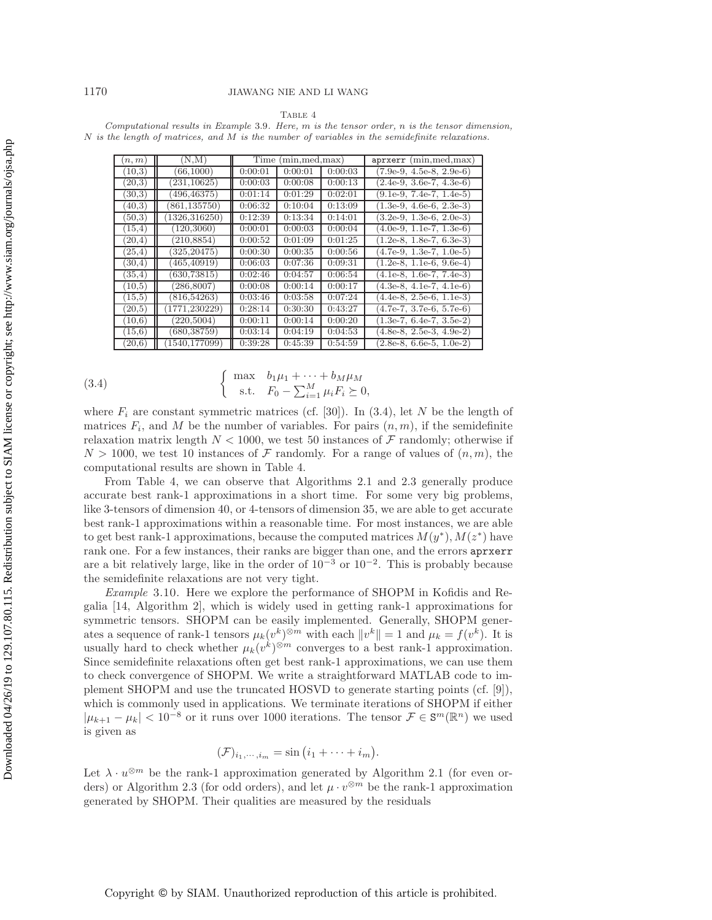Table 4

*Computational results in Example 3.9. Here, m is the tensor order, n is the tensor dimension, N is the length of matrices, and M is the number of variables in the semidefinite relaxations.*

| $(n,m)$ | (N,M) | Time (min,med,max) | | | `aprxerr` (min,med,max) |
|---|---|---|---|---|---|
| (10,3) | (66,1000) | 0:00:01 | 0:00:01 | 0:00:03 | (7.9e-9, 4.5e-8, 2.9e-6) |
| (20,3) | (231,10625) | 0:00:03 | 0:00:08 | 0:00:13 | (2.4e-9, 3.6e-7, 4.3e-6) |
| (30,3) | (496,46375) | 0:01:14 | 0:01:29 | 0:02:01 | (9.1e-9, 7.4e-7, 1.4e-5) |
| (40,3) | (861,135750) | 0:06:32 | 0:10:04 | 0:13:09 | (1.3e-9, 4.6e-6, 2.3e-3) |
| (50,3) | (1326,316250) | 0:12:39 | 0:13:34 | 0:14:01 | (3.2e-9, 1.3e-6, 2.0e-3) |
| (15,4) | (120,3060) | 0:00:01 | 0:00:03 | 0:00:04 | (4.0e-9, 1.1e-7, 1.3e-6) |
| (20,4) | (210,8854) | 0:00:52 | 0:01:09 | 0:01:25 | (1.2e-8, 1.8e-7, 6.3e-3) |
| (25,4) | (325,20475) | 0:00:30 | 0:00:35 | 0:00:56 | (4.7e-9, 1.3e-7, 1.0e-5) |
| (30,4) | (465,40919) | 0:06:03 | 0:07:36 | 0:09:31 | (1.2e-8, 1.1e-6, 9.6e-4) |
| (35,4) | (630,73815) | 0:02:46 | 0:04:57 | 0:06:54 | (4.1e-8, 1.6e-7, 7.4e-3) |
| (10,5) | (286,8007) | 0:00:08 | 0:00:14 | 0:00:17 | (4.3e-8, 4.1e-7, 4.1e-6) |
| (15,5) | (816,54263) | 0:03:46 | 0:03:58 | 0:07:24 | (4.4e-8, 2.5e-6, 1.1e-3) |
| (20,5) | (1771,230229) | 0:28:14 | 0:30:30 | 0:43:27 | (4.7e-7, 3.7e-6, 5.7e-6) |
| (10,6) | (220,5004) | 0:00:11 | 0:00:14 | 0:00:20 | (1.3e-7, 6.4e-7, 3.5e-2) |
| (15,6) | (680,38759) | 0:03:14 | 0:04:19 | 0:04:53 | (4.8e-8, 2.5e-3, 4.9e-2) |
| (20,6) | (1540,177099) | 0:39:28 | 0:45:39 | 0:54:59 | (2.8e-8, 6.6e-5, 1.0e-2) |

$$\begin{cases} \max & b_1\mu_1 + \cdots + b_M\mu_M \\ \text{s.t.} & F_0 - \sum_{i=1}^{M} \mu_i F_i \succeq 0, \end{cases} \tag{3.4}$$

where $F_i$ are constant symmetric matrices (cf. [30]). In (3.4), let $N$ be the length of matrices $F_i$, and $M$ be the number of variables. For pairs $(n, m)$, if the semidefinite relaxation matrix length $N < 1000$, we test 50 instances of $\mathcal{F}$ randomly; otherwise if $N > 1000$, we test 10 instances of $\mathcal{F}$ randomly. For a range of values of $(n, m)$, the computational results are shown in Table 4.

From Table 4, we can observe that Algorithms 2.1 and 2.3 generally produce accurate best rank-1 approximations in a short time. For some very big problems, like 3-tensors of dimension 40, or 4-tensors of dimension 35, we are able to get accurate best rank-1 approximations within a reasonable time. For most instances, we are able to get best rank-1 approximations, because the computed matrices $M(y^*), M(z^*)$ have rank one. For a few instances, their ranks are bigger than one, and the errors `aprxerr` are a bit relatively large, like in the order of $10^{-3}$ or $10^{-2}$. This is probably because the semidefinite relaxations are not very tight.

*Example* 3.10. Here we explore the performance of SHOPM in Kofidis and Regalia [14, Algorithm 2], which is widely used in getting rank-1 approximations for symmetric tensors. SHOPM can be easily implemented. Generally, SHOPM generates a sequence of rank-1 tensors $\mu_k (v^k)^{\otimes m}$ with each $\|v^k\| = 1$ and $\mu_k = f(v^k)$. It is usually hard to check whether $\mu_k (v^k)^{\otimes m}$ converges to a best rank-1 approximation. Since semidefinite relaxations often get best rank-1 approximations, we can use them to check convergence of SHOPM. We write a straightforward MATLAB code to implement SHOPM and use the truncated HOSVD to generate starting points (cf. [9]), which is commonly used in applications. We terminate iterations of SHOPM if either $|\mu_{k+1} - \mu_k| < 10^{-8}$ or it runs over 1000 iterations. The tensor $\mathcal{F} \in \mathtt{S}^m(\mathbb{R}^n)$ we used is given as

$$(\mathcal{F})_{i_1,\cdots,i_m} = \sin\left(i_1 + \cdots + i_m\right).$$

Let $\lambda \cdot u^{\otimes m}$ be the rank-1 approximation generated by Algorithm 2.1 (for even orders) or Algorithm 2.3 (for odd orders), and let $\mu \cdot v^{\otimes m}$ be the rank-1 approximation generated by SHOPM. Their qualities are measured by the residuals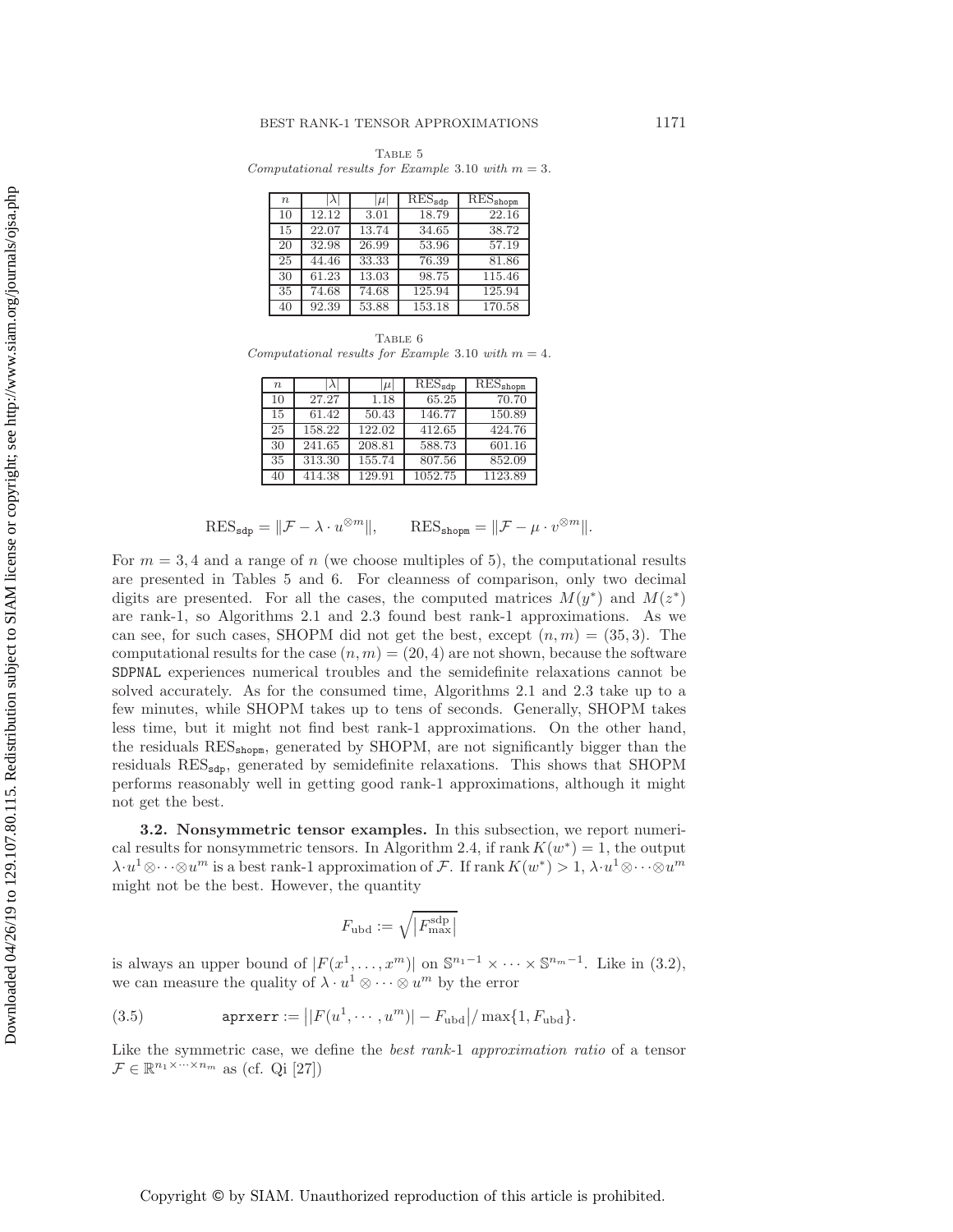Table 5
*Computational results for Example* 3.10 *with* $m = 3$.

| $n$ | $\|\lambda\|$ | $\|\mu\|$ | $\mathrm{RES}_{\mathtt{sdp}}$ | $\mathrm{RES}_{\mathtt{shopm}}$ |
|---|---|---|---|---|
| 10 | 12.12 | 3.01 | 18.79 | 22.16 |
| 15 | 22.07 | 13.74 | 34.65 | 38.72 |
| 20 | 32.98 | 26.99 | 53.96 | 57.19 |
| 25 | 44.46 | 33.33 | 76.39 | 81.86 |
| 30 | 61.23 | 13.03 | 98.75 | 115.46 |
| 35 | 74.68 | 74.68 | 125.94 | 125.94 |
| 40 | 92.39 | 53.88 | 153.18 | 170.58 |

Table 6
*Computational results for Example* 3.10 *with* $m = 4$.

| $n$ | $\|\lambda\|$ | $\|\mu\|$ | $\mathrm{RES}_{\mathtt{sdp}}$ | $\mathrm{RES}_{\mathtt{shopm}}$ |
|---|---|---|---|---|
| 10 | 27.27 | 1.18 | 65.25 | 70.70 |
| 15 | 61.42 | 50.43 | 146.77 | 150.89 |
| 25 | 158.22 | 122.02 | 412.65 | 424.76 |
| 30 | 241.65 | 208.81 | 588.73 | 601.16 |
| 35 | 313.30 | 155.74 | 807.56 | 852.09 |
| 40 | 414.38 | 129.91 | 1052.75 | 1123.89 |

$$\mathrm{RES}_{\mathtt{sdp}} = \|\mathcal{F} - \lambda \cdot u^{\otimes m}\|, \qquad \mathrm{RES}_{\mathtt{shopm}} = \|\mathcal{F} - \mu \cdot v^{\otimes m}\|.$$

For $m = 3, 4$ and a range of $n$ (we choose multiples of 5), the computational results are presented in Tables 5 and 6. For cleanness of comparison, only two decimal digits are presented. For all the cases, the computed matrices $M(y^*)$ and $M(z^*)$ are rank-1, so Algorithms 2.1 and 2.3 found best rank-1 approximations. As we can see, for such cases, SHOPM did not get the best, except $(n, m) = (35, 3)$. The computational results for the case $(n, m) = (20, 4)$ are not shown, because the software SDPNAL experiences numerical troubles and the semidefinite relaxations cannot be solved accurately. As for the consumed time, Algorithms 2.1 and 2.3 take up to a few minutes, while SHOPM takes up to tens of seconds. Generally, SHOPM takes less time, but it might not find best rank-1 approximations. On the other hand, the residuals $\mathrm{RES}_{\mathtt{shopm}}$, generated by SHOPM, are not significantly bigger than the residuals $\mathrm{RES}_{\mathtt{sdp}}$, generated by semidefinite relaxations. This shows that SHOPM performs reasonably well in getting good rank-1 approximations, although it might not get the best.

**3.2. Nonsymmetric tensor examples.** In this subsection, we report numerical results for nonsymmetric tensors. In Algorithm 2.4, if $\operatorname{rank} K(w^*) = 1$, the output $\lambda \cdot u^1 \otimes \cdots \otimes u^m$ is a best rank-1 approximation of $\mathcal{F}$. If $\operatorname{rank} K(w^*) > 1$, $\lambda \cdot u^1 \otimes \cdots \otimes u^m$ might not be the best. However, the quantity

$$F_{\mathrm{ubd}} := \sqrt{|F_{\max}^{\mathrm{sdp}}|}$$

is always an upper bound of $|F(x^1, \ldots, x^m)|$ on $\mathbb{S}^{n_1-1} \times \cdots \times \mathbb{S}^{n_m-1}$. Like in (3.2), we can measure the quality of $\lambda \cdot u^1 \otimes \cdots \otimes u^m$ by the error

$$\texttt{aprxerr} := \big||F(u^1, \cdots, u^m)| - F_{\mathrm{ubd}}\big| / \max\{1, F_{\mathrm{ubd}}\}. \tag{3.5}$$

Like the symmetric case, we define the *best rank-*1 *approximation ratio* of a tensor $\mathcal{F} \in \mathbb{R}^{n_1 \times \cdots \times n_m}$ as (cf. Qi [27])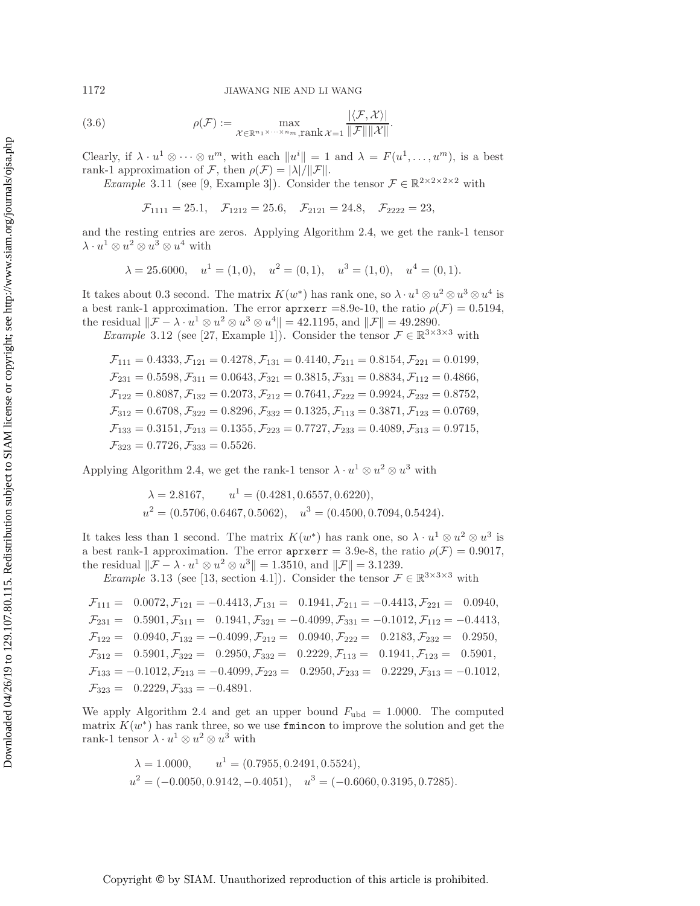$$\rho(\mathcal{F}) := \max_{\mathcal{X} \in \mathbb{R}^{n_1 \times \cdots \times n_m}, \operatorname{rank} \mathcal{X} = 1} \frac{|\langle \mathcal{F}, \mathcal{X} \rangle|}{\|\mathcal{F}\| \|\mathcal{X}\|}. \tag{3.6}$$

Clearly, if $\lambda \cdot u^1 \otimes \cdots \otimes u^m$, with each $\|u^i\| = 1$ and $\lambda = F(u^1, \ldots, u^m)$, is a best rank-1 approximation of $\mathcal{F}$, then $\rho(\mathcal{F}) = |\lambda|/\|\mathcal{F}\|$.

*Example* 3.11 (see [9, Example 3]). Consider the tensor $\mathcal{F} \in \mathbb{R}^{2 \times 2 \times 2 \times 2}$ with

$$\mathcal{F}_{1111} = 25.1, \quad \mathcal{F}_{1212} = 25.6, \quad \mathcal{F}_{2121} = 24.8, \quad \mathcal{F}_{2222} = 23,$$

and the resting entries are zeros. Applying Algorithm 2.4, we get the rank-1 tensor $\lambda \cdot u^1 \otimes u^2 \otimes u^3 \otimes u^4$ with

$$\lambda = 25.6000, \quad u^1 = (1, 0), \quad u^2 = (0, 1), \quad u^3 = (1, 0), \quad u^4 = (0, 1).$$

It takes about 0.3 second. The matrix $K(w^*)$ has rank one, so $\lambda \cdot u^1 \otimes u^2 \otimes u^3 \otimes u^4$ is a best rank-1 approximation. The error aprxerr =8.9e-10, the ratio $\rho(\mathcal{F}) = 0.5194$, the residual $\|\mathcal{F} - \lambda \cdot u^1 \otimes u^2 \otimes u^3 \otimes u^4\| = 42.1195$, and $\|\mathcal{F}\| = 49.2890$.

*Example* 3.12 (see [27, Example 1]). Consider the tensor $\mathcal{F} \in \mathbb{R}^{3 \times 3 \times 3}$ with

$$\begin{aligned}
&\mathcal{F}_{111} = 0.4333, \mathcal{F}_{121} = 0.4278, \mathcal{F}_{131} = 0.4140, \mathcal{F}_{211} = 0.8154, \mathcal{F}_{221} = 0.0199,\\
&\mathcal{F}_{231} = 0.5598, \mathcal{F}_{311} = 0.0643, \mathcal{F}_{321} = 0.3815, \mathcal{F}_{331} = 0.8834, \mathcal{F}_{112} = 0.4866,\\
&\mathcal{F}_{122} = 0.8087, \mathcal{F}_{132} = 0.2073, \mathcal{F}_{212} = 0.7641, \mathcal{F}_{222} = 0.9924, \mathcal{F}_{232} = 0.8752,\\
&\mathcal{F}_{312} = 0.6708, \mathcal{F}_{322} = 0.8296, \mathcal{F}_{332} = 0.1325, \mathcal{F}_{113} = 0.3871, \mathcal{F}_{123} = 0.0769,\\
&\mathcal{F}_{133} = 0.3151, \mathcal{F}_{213} = 0.1355, \mathcal{F}_{223} = 0.7727, \mathcal{F}_{233} = 0.4089, \mathcal{F}_{313} = 0.9715,\\
&\mathcal{F}_{323} = 0.7726, \mathcal{F}_{333} = 0.5526.
\end{aligned}$$

Applying Algorithm 2.4, we get the rank-1 tensor $\lambda \cdot u^1 \otimes u^2 \otimes u^3$ with

$$\begin{aligned}
\lambda &= 2.8167, \qquad u^1 = (0.4281, 0.6557, 0.6220),\\
u^2 &= (0.5706, 0.6467, 0.5062), \quad u^3 = (0.4500, 0.7094, 0.5424).
\end{aligned}$$

It takes less than 1 second. The matrix $K(w^*)$ has rank one, so $\lambda \cdot u^1 \otimes u^2 \otimes u^3$ is a best rank-1 approximation. The error aprxerr = 3.9e-8, the ratio $\rho(\mathcal{F}) = 0.9017$, the residual $\|\mathcal{F} - \lambda \cdot u^1 \otimes u^2 \otimes u^3\| = 1.3510$, and $\|\mathcal{F}\| = 3.1239$.

*Example* 3.13 (see [13, section 4.1]). Consider the tensor $\mathcal{F} \in \mathbb{R}^{3 \times 3 \times 3}$ with

$$\begin{aligned}
&\mathcal{F}_{111} = \phantom{-}0.0072, \mathcal{F}_{121} = -0.4413, \mathcal{F}_{131} = \phantom{-}0.1941, \mathcal{F}_{211} = -0.4413, \mathcal{F}_{221} = \phantom{-}0.0940,\\
&\mathcal{F}_{231} = \phantom{-}0.5901, \mathcal{F}_{311} = \phantom{-}0.1941, \mathcal{F}_{321} = -0.4099, \mathcal{F}_{331} = -0.1012, \mathcal{F}_{112} = -0.4413,\\
&\mathcal{F}_{122} = \phantom{-}0.0940, \mathcal{F}_{132} = -0.4099, \mathcal{F}_{212} = \phantom{-}0.0940, \mathcal{F}_{222} = \phantom{-}0.2183, \mathcal{F}_{232} = \phantom{-}0.2950,\\
&\mathcal{F}_{312} = \phantom{-}0.5901, \mathcal{F}_{322} = \phantom{-}0.2950, \mathcal{F}_{332} = \phantom{-}0.2229, \mathcal{F}_{113} = \phantom{-}0.1941, \mathcal{F}_{123} = \phantom{-}0.5901,\\
&\mathcal{F}_{133} = -0.1012, \mathcal{F}_{213} = -0.4099, \mathcal{F}_{223} = \phantom{-}0.2950, \mathcal{F}_{233} = \phantom{-}0.2229, \mathcal{F}_{313} = -0.1012,\\
&\mathcal{F}_{323} = \phantom{-}0.2229, \mathcal{F}_{333} = -0.4891.
\end{aligned}$$

We apply Algorithm 2.4 and get an upper bound $F_{\text{ubd}} = 1.0000$. The computed matrix $K(w^*)$ has rank three, so we use fmincon to improve the solution and get the rank-1 tensor $\lambda \cdot u^1 \otimes u^2 \otimes u^3$ with

$$\begin{aligned}
\lambda &= 1.0000, \qquad u^1 = (0.7955, 0.2491, 0.5524),\\
u^2 &= (-0.0050, 0.9142, -0.4051), \quad u^3 = (-0.6060, 0.3195, 0.7285).
\end{aligned}$$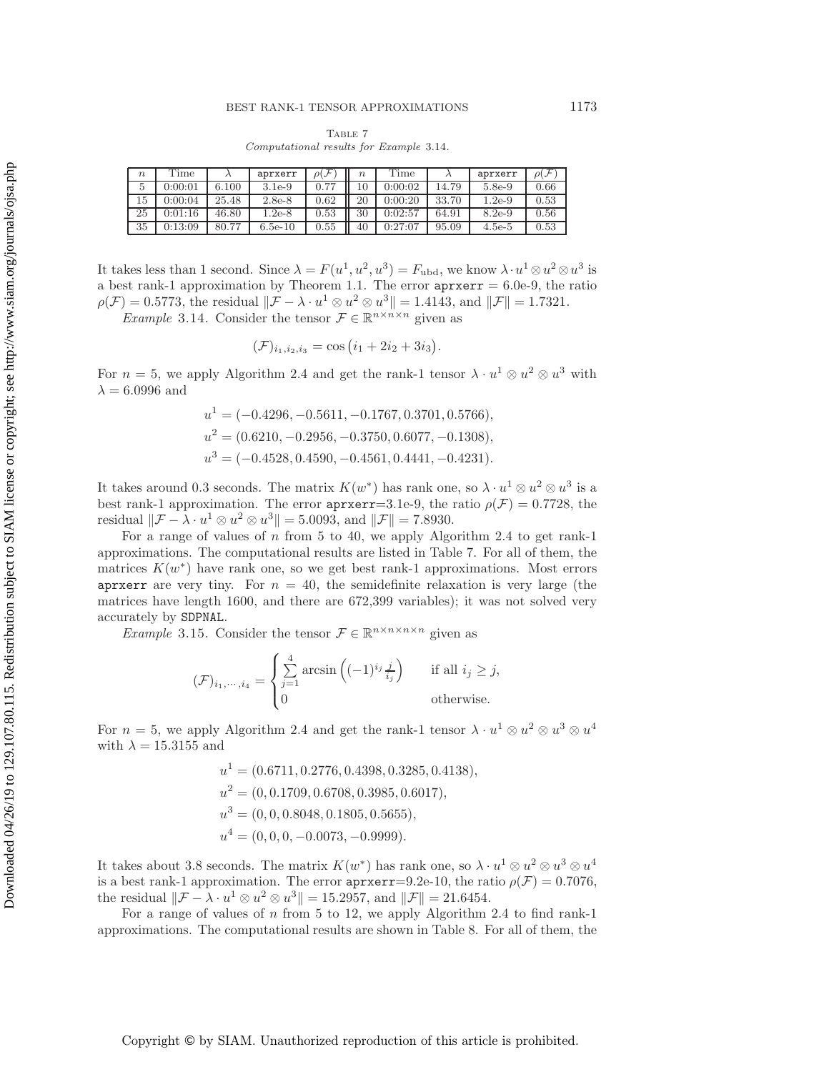Table 7
*Computational results for Example* 3.14.

| $n$ | Time | $\lambda$ | aprxerr | $\rho(\mathcal{F})$ | $n$ | Time | $\lambda$ | aprxerr | $\rho(\mathcal{F})$ |
|---|---|---|---|---|---|---|---|---|---|
| 5 | 0:00:01 | 6.100 | 3.1e-9 | 0.77 | 10 | 0:00:02 | 14.79 | 5.8e-9 | 0.66 |
| 15 | 0:00:04 | 25.48 | 2.8e-8 | 0.62 | 20 | 0:00:20 | 33.70 | 1.2e-9 | 0.53 |
| 25 | 0:01:16 | 46.80 | 1.2e-8 | 0.53 | 30 | 0:02:57 | 64.91 | 8.2e-9 | 0.56 |
| 35 | 0:13:09 | 80.77 | 6.5e-10 | 0.55 | 40 | 0:27:07 | 95.09 | 4.5e-5 | 0.53 |

It takes less than 1 second. Since $\lambda = F(u^1, u^2, u^3) = F_{\text{ubd}}$, we know $\lambda \cdot u^1 \otimes u^2 \otimes u^3$ is a best rank-1 approximation by Theorem 1.1. The error aprxerr $= 6.0\text{e-}9$, the ratio $\rho(\mathcal{F}) = 0.5773$, the residual $\|\mathcal{F} - \lambda \cdot u^1 \otimes u^2 \otimes u^3\| = 1.4143$, and $\|\mathcal{F}\| = 1.7321$.

*Example* 3.14. Consider the tensor $\mathcal{F} \in \mathbb{R}^{n \times n \times n}$ given as

$$(\mathcal{F})_{i_1,i_2,i_3} = \cos\big(i_1 + 2i_2 + 3i_3\big).$$

For $n = 5$, we apply Algorithm 2.4 and get the rank-1 tensor $\lambda \cdot u^1 \otimes u^2 \otimes u^3$ with $\lambda = 6.0996$ and

$$u^1 = (-0.4296, -0.5611, -0.1767, 0.3701, 0.5766),$$
$$u^2 = (0.6210, -0.2956, -0.3750, 0.6077, -0.1308),$$
$$u^3 = (-0.4528, 0.4590, -0.4561, 0.4441, -0.4231).$$

It takes around 0.3 seconds. The matrix $K(w^*)$ has rank one, so $\lambda \cdot u^1 \otimes u^2 \otimes u^3$ is a best rank-1 approximation. The error aprxerr=3.1e-9, the ratio $\rho(\mathcal{F}) = 0.7728$, the residual $\|\mathcal{F} - \lambda \cdot u^1 \otimes u^2 \otimes u^3\| = 5.0093$, and $\|\mathcal{F}\| = 7.8930$.

For a range of values of $n$ from 5 to 40, we apply Algorithm 2.4 to get rank-1 approximations. The computational results are listed in Table 7. For all of them, the matrices $K(w^*)$ have rank one, so we get best rank-1 approximations. Most errors aprxerr are very tiny. For $n = 40$, the semidefinite relaxation is very large (the matrices have length 1600, and there are 672,399 variables); it was not solved very accurately by SDPNAL.

*Example* 3.15. Consider the tensor $\mathcal{F} \in \mathbb{R}^{n \times n \times n \times n}$ given as

$$(\mathcal{F})_{i_1,\cdots,i_4} = \begin{cases} \sum\limits_{j=1}^{4} \arcsin\left((-1)^{i_j} \frac{j}{i_j}\right) & \text{if all } i_j \geq j, \\ 0 & \text{otherwise.} \end{cases}$$

For $n = 5$, we apply Algorithm 2.4 and get the rank-1 tensor $\lambda \cdot u^1 \otimes u^2 \otimes u^3 \otimes u^4$ with $\lambda = 15.3155$ and

$$u^1 = (0.6711, 0.2776, 0.4398, 0.3285, 0.4138),$$
$$u^2 = (0, 0.1709, 0.6708, 0.3985, 0.6017),$$
$$u^3 = (0, 0, 0.8048, 0.1805, 0.5655),$$
$$u^4 = (0, 0, 0, -0.0073, -0.9999).$$

It takes about 3.8 seconds. The matrix $K(w^*)$ has rank one, so $\lambda \cdot u^1 \otimes u^2 \otimes u^3 \otimes u^4$ is a best rank-1 approximation. The error aprxerr=9.2e-10, the ratio $\rho(\mathcal{F}) = 0.7076$, the residual $\|\mathcal{F} - \lambda \cdot u^1 \otimes u^2 \otimes u^3\| = 15.2957$, and $\|\mathcal{F}\| = 21.6454$.

For a range of values of $n$ from 5 to 12, we apply Algorithm 2.4 to find rank-1 approximations. The computational results are shown in Table 8. For all of them, the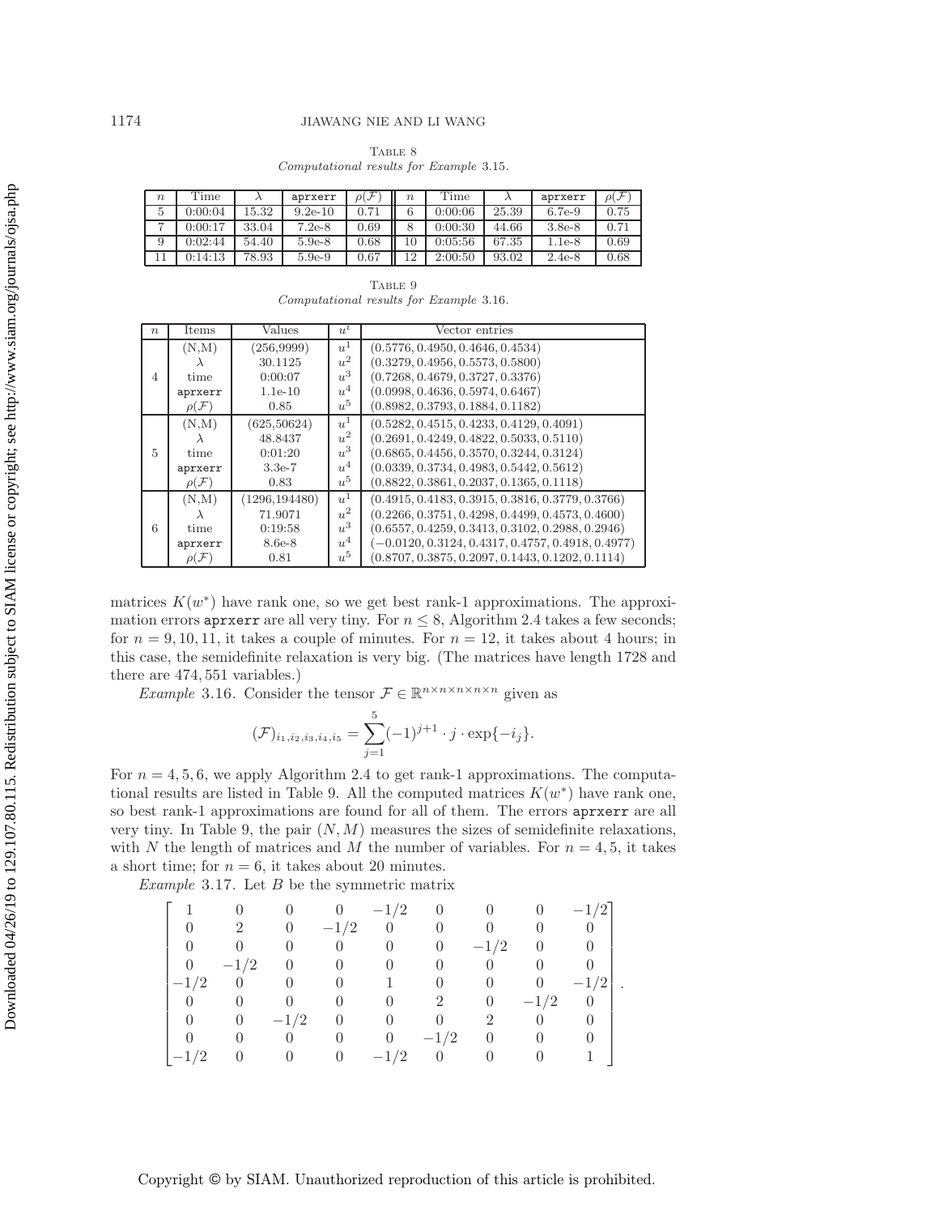Table 8
*Computational results for Example 3.15.*

| $n$ | Time | $\lambda$ | `aprxerr` | $\rho(\mathcal{F})$ | $n$ | Time | $\lambda$ | `aprxerr` | $\rho(\mathcal{F})$ |
|---|---|---|---|---|---|---|---|---|---|
| 5 | 0:00:04 | 15.32 | 9.2e-10 | 0.71 | 6 | 0:00:06 | 25.39 | 6.7e-9 | 0.75 |
| 7 | 0:00:17 | 33.04 | 7.2e-8 | 0.69 | 8 | 0:00:30 | 44.66 | 3.8e-8 | 0.71 |
| 9 | 0:02:44 | 54.40 | 5.9e-8 | 0.68 | 10 | 0:05:56 | 67.35 | 1.1e-8 | 0.69 |
| 11 | 0:14:13 | 78.93 | 5.9e-9 | 0.67 | 12 | 2:00:50 | 93.02 | 2.4e-8 | 0.68 |

Table 9
*Computational results for Example 3.16.*

| $n$ | Items | Values | $u^i$ | Vector entries |
|---|---|---|---|---|
| 4 | (N,M) | (256,9999) | $u^1$ | (0.5776, 0.4950, 0.4646, 0.4534) |
| | $\lambda$ | 30.1125 | $u^2$ | (0.3279, 0.4956, 0.5573, 0.5800) |
| | time | 0:00:07 | $u^3$ | (0.7268, 0.4679, 0.3727, 0.3376) |
| | `aprxerr` | 1.1e-10 | $u^4$ | (0.0998, 0.4636, 0.5974, 0.6467) |
| | $\rho(\mathcal{F})$ | 0.85 | $u^5$ | (0.8982, 0.3793, 0.1884, 0.1182) |
| 5 | (N,M) | (625,50624) | $u^1$ | (0.5282, 0.4515, 0.4233, 0.4129, 0.4091) |
| | $\lambda$ | 48.8437 | $u^2$ | (0.2691, 0.4249, 0.4822, 0.5033, 0.5110) |
| | time | 0:01:20 | $u^3$ | (0.6865, 0.4456, 0.3570, 0.3244, 0.3124) |
| | `aprxerr` | 3.3e-7 | $u^4$ | (0.0339, 0.3734, 0.4983, 0.5442, 0.5612) |
| | $\rho(\mathcal{F})$ | 0.83 | $u^5$ | (0.8822, 0.3861, 0.2037, 0.1365, 0.1118) |
| 6 | (N,M) | (1296,194480) | $u^1$ | (0.4915, 0.4183, 0.3915, 0.3816, 0.3779, 0.3766) |
| | $\lambda$ | 71.9071 | $u^2$ | (0.2266, 0.3751, 0.4298, 0.4499, 0.4573, 0.4600) |
| | time | 0:19:58 | $u^3$ | (0.6557, 0.4259, 0.3413, 0.3102, 0.2988, 0.2946) |
| | `aprxerr` | 8.6e-8 | $u^4$ | (−0.0120, 0.3124, 0.4317, 0.4757, 0.4918, 0.4977) |
| | $\rho(\mathcal{F})$ | 0.81 | $u^5$ | (0.8707, 0.3875, 0.2097, 0.1443, 0.1202, 0.1114) |

matrices $K(w^*)$ have rank one, so we get best rank-1 approximations. The approximation errors `aprxerr` are all very tiny. For $n \le 8$, Algorithm 2.4 takes a few seconds; for $n = 9, 10, 11$, it takes a couple of minutes. For $n = 12$, it takes about 4 hours; in this case, the semidefinite relaxation is very big. (The matrices have length 1728 and there are 474,551 variables.)

*Example* 3.16. Consider the tensor $\mathcal{F} \in \mathbb{R}^{n\times n\times n\times n\times n}$ given as

$$(\mathcal{F})_{i_1,i_2,i_3,i_4,i_5} = \sum_{j=1}^{5} (-1)^{j+1} \cdot j \cdot \exp\{-i_j\}.$$

For $n = 4, 5, 6$, we apply Algorithm 2.4 to get rank-1 approximations. The computational results are listed in Table 9. All the computed matrices $K(w^*)$ have rank one, so best rank-1 approximations are found for all of them. The errors `aprxerr` are all very tiny. In Table 9, the pair $(N, M)$ measures the sizes of semidefinite relaxations, with $N$ the length of matrices and $M$ the number of variables. For $n = 4, 5$, it takes a short time; for $n = 6$, it takes about 20 minutes.

*Example* 3.17. Let $B$ be the symmetric matrix

$$\begin{bmatrix} 1 & 0 & 0 & 0 & -1/2 & 0 & 0 & 0 & -1/2 \\ 0 & 2 & 0 & -1/2 & 0 & 0 & 0 & 0 & 0 \\ 0 & 0 & 0 & 0 & 0 & 0 & -1/2 & 0 & 0 \\ 0 & -1/2 & 0 & 0 & 0 & 0 & 0 & 0 & 0 \\ -1/2 & 0 & 0 & 0 & 1 & 0 & 0 & 0 & -1/2 \\ 0 & 0 & 0 & 0 & 0 & 2 & 0 & -1/2 & 0 \\ 0 & 0 & -1/2 & 0 & 0 & 0 & 2 & 0 & 0 \\ 0 & 0 & 0 & 0 & 0 & -1/2 & 0 & 0 & 0 \\ -1/2 & 0 & 0 & 0 & -1/2 & 0 & 0 & 0 & 1 \end{bmatrix}.$$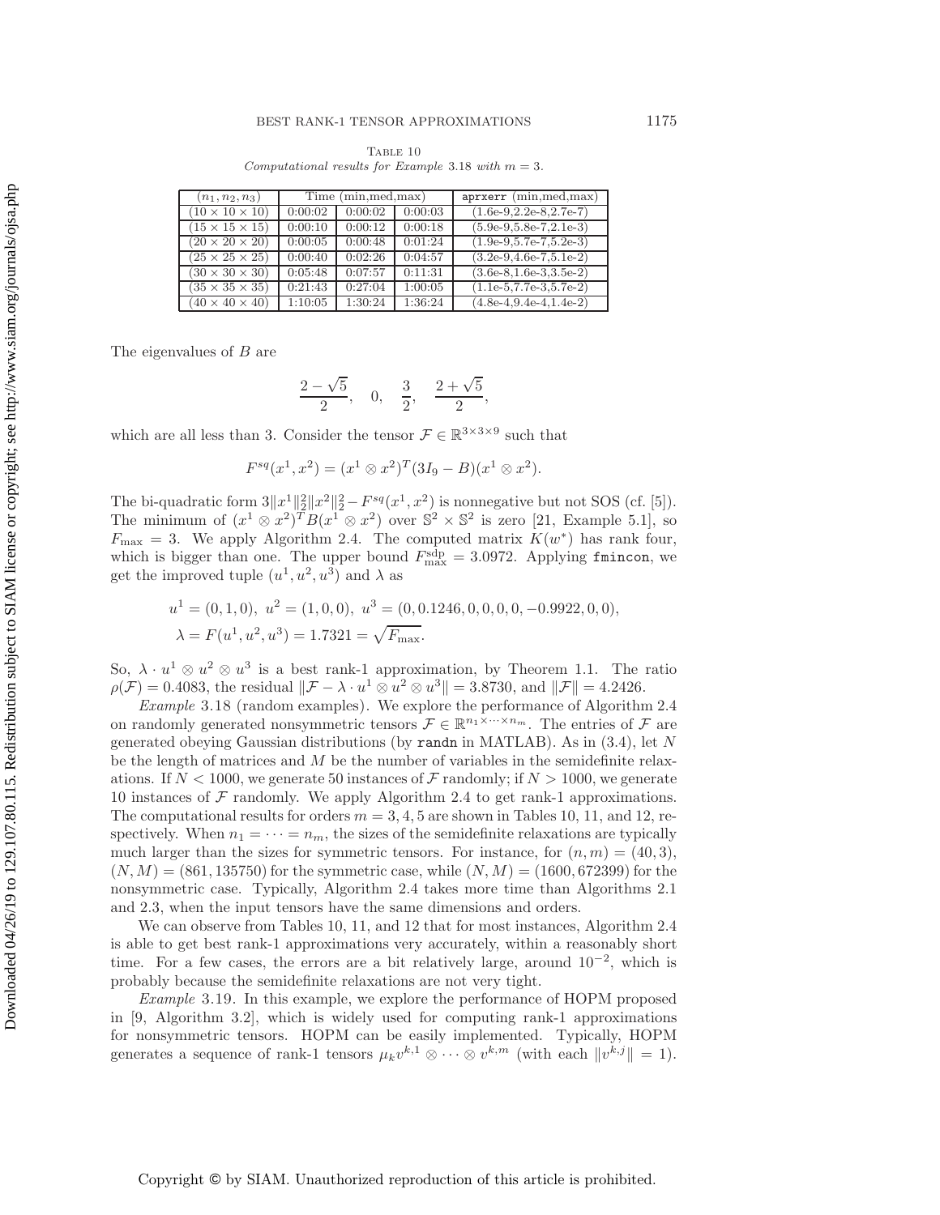Table 10
*Computational results for Example* 3.18 *with* $m = 3$.

| $(n_1, n_2, n_3)$ | Time (min,med,max) | | | `aprxerr` (min,med,max) |
|---|---|---|---|---|
| $(10 \times 10 \times 10)$ | 0:00:02 | 0:00:02 | 0:00:03 | (1.6e-9,2.2e-8,2.7e-7) |
| $(15 \times 15 \times 15)$ | 0:00:10 | 0:00:12 | 0:00:18 | (5.9e-9,5.8e-7,2.1e-3) |
| $(20 \times 20 \times 20)$ | 0:00:05 | 0:00:48 | 0:01:24 | (1.9e-9,5.7e-7,5.2e-3) |
| $(25 \times 25 \times 25)$ | 0:00:40 | 0:02:26 | 0:04:57 | (3.2e-9,4.6e-7,5.1e-2) |
| $(30 \times 30 \times 30)$ | 0:05:48 | 0:07:57 | 0:11:31 | (3.6e-8,1.6e-3,3.5e-2) |
| $(35 \times 35 \times 35)$ | 0:21:43 | 0:27:04 | 1:00:05 | (1.1e-5,7.7e-3,5.7e-2) |
| $(40 \times 40 \times 40)$ | 1:10:05 | 1:30:24 | 1:36:24 | (4.8e-4,9.4e-4,1.4e-2) |

The eigenvalues of $B$ are

$$\frac{2-\sqrt{5}}{2}, \quad 0, \quad \frac{3}{2}, \quad \frac{2+\sqrt{5}}{2},$$

which are all less than 3. Consider the tensor $\mathcal{F} \in \mathbb{R}^{3\times 3\times 9}$ such that

$$F^{sq}(x^1, x^2) = (x^1 \otimes x^2)^T (3I_9 - B)(x^1 \otimes x^2).$$

The bi-quadratic form $3\|x^1\|_2^2\|x^2\|_2^2 - F^{sq}(x^1, x^2)$ is nonnegative but not SOS (cf. [5]). The minimum of $(x^1 \otimes x^2)^T B (x^1 \otimes x^2)$ over $\mathbb{S}^2 \times \mathbb{S}^2$ is zero [21, Example 5.1], so $F_{\max} = 3$. We apply Algorithm 2.4. The computed matrix $K(w^*)$ has rank four, which is bigger than one. The upper bound $F_{\max}^{\text{sdp}} = 3.0972$. Applying `fmincon`, we get the improved tuple $(u^1, u^2, u^3)$ and $\lambda$ as

$$u^1 = (0, 1, 0), \; u^2 = (1, 0, 0), \; u^3 = (0, 0.1246, 0, 0, 0, 0, -0.9922, 0, 0),$$
$$\lambda = F(u^1, u^2, u^3) = 1.7321 = \sqrt{F_{\max}}.$$

So, $\lambda \cdot u^1 \otimes u^2 \otimes u^3$ is a best rank-1 approximation, by Theorem 1.1. The ratio $\rho(\mathcal{F}) = 0.4083$, the residual $\|\mathcal{F} - \lambda \cdot u^1 \otimes u^2 \otimes u^3\| = 3.8730$, and $\|\mathcal{F}\| = 4.2426$.

*Example* 3.18 (random examples). We explore the performance of Algorithm 2.4 on randomly generated nonsymmetric tensors $\mathcal{F} \in \mathbb{R}^{n_1 \times \cdots \times n_m}$. The entries of $\mathcal{F}$ are generated obeying Gaussian distributions (by `randn` in MATLAB). As in (3.4), let $N$ be the length of matrices and $M$ be the number of variables in the semidefinite relaxations. If $N < 1000$, we generate 50 instances of $\mathcal{F}$ randomly; if $N > 1000$, we generate 10 instances of $\mathcal{F}$ randomly. We apply Algorithm 2.4 to get rank-1 approximations. The computational results for orders $m = 3, 4, 5$ are shown in Tables 10, 11, and 12, respectively. When $n_1 = \cdots = n_m$, the sizes of the semidefinite relaxations are typically much larger than the sizes for symmetric tensors. For instance, for $(n, m) = (40, 3)$, $(N, M) = (861, 135750)$ for the symmetric case, while $(N, M) = (1600, 672399)$ for the nonsymmetric case. Typically, Algorithm 2.4 takes more time than Algorithms 2.1 and 2.3, when the input tensors have the same dimensions and orders.

We can observe from Tables 10, 11, and 12 that for most instances, Algorithm 2.4 is able to get best rank-1 approximations very accurately, within a reasonably short time. For a few cases, the errors are a bit relatively large, around $10^{-2}$, which is probably because the semidefinite relaxations are not very tight.

*Example* 3.19. In this example, we explore the performance of HOPM proposed in [9, Algorithm 3.2], which is widely used for computing rank-1 approximations for nonsymmetric tensors. HOPM can be easily implemented. Typically, HOPM generates a sequence of rank-1 tensors $\mu_k v^{k,1} \otimes \cdots \otimes v^{k,m}$ (with each $\|v^{k,j}\| = 1$).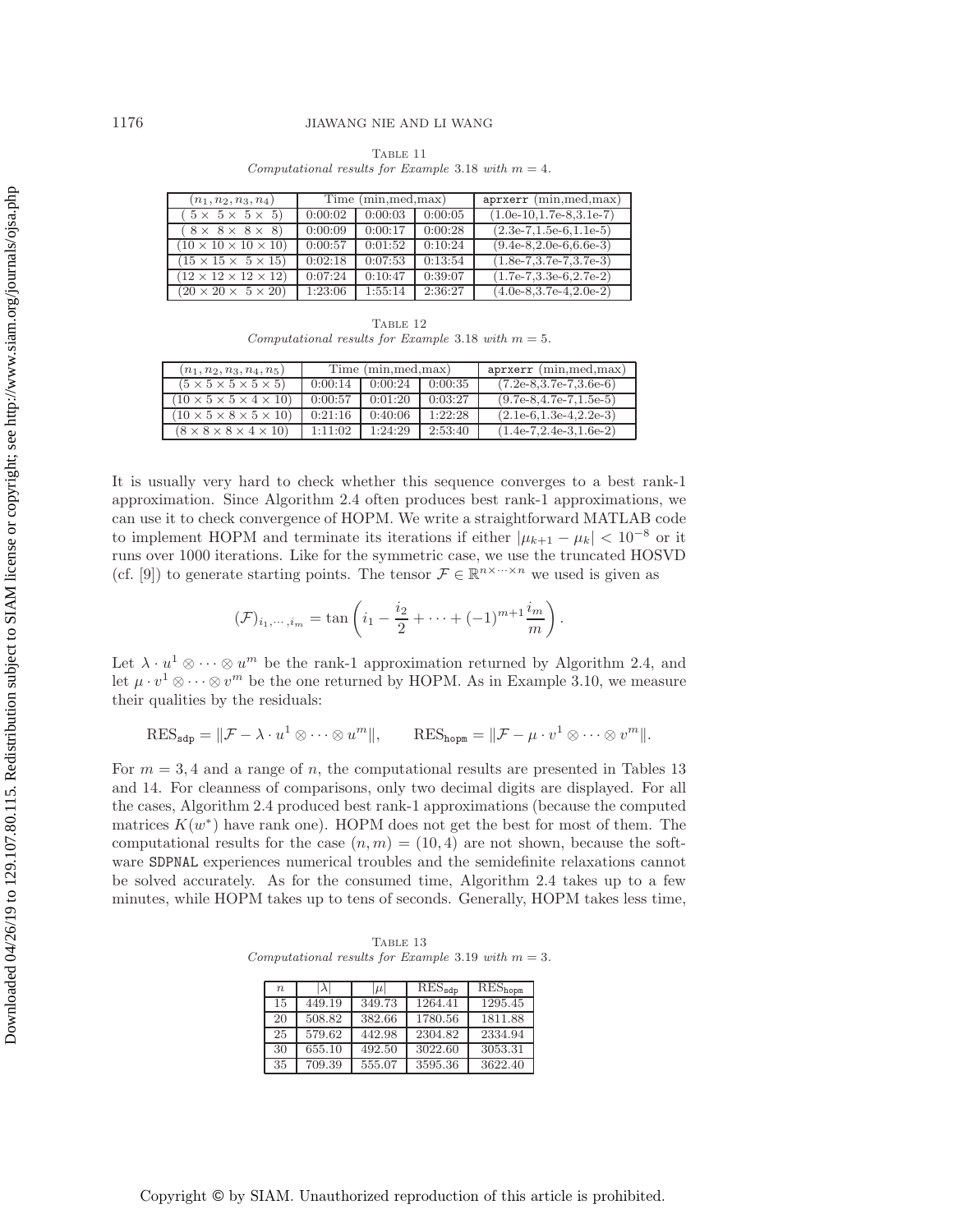TABLE 11
*Computational results for Example 3.18 with $m = 4$.*

| $(n_1, n_2, n_3, n_4)$ | Time (min,med,max) | | | aprxerr (min,med,max) |
|---|---|---|---|---|
| $(5\times\ 5\times\ 5\times\ 5)$ | 0:00:02 | 0:00:03 | 0:00:05 | (1.0e-10,1.7e-8,3.1e-7) |
| $(8\times\ 8\times\ 8\times\ 8)$ | 0:00:09 | 0:00:17 | 0:00:28 | (2.3e-7,1.5e-6,1.1e-5) |
| $(10\times 10\times 10\times 10)$ | 0:00:57 | 0:01:52 | 0:10:24 | (9.4e-8,2.0e-6,6.6e-3) |
| $(15\times 15\times\ 5\times 15)$ | 0:02:18 | 0:07:53 | 0:13:54 | (1.8e-7,3.7e-7,3.7e-3) |
| $(12\times 12\times 12\times 12)$ | 0:07:24 | 0:10:47 | 0:39:07 | (1.7e-7,3.3e-6,2.7e-2) |
| $(20\times 20\times\ 5\times 20)$ | 1:23:06 | 1:55:14 | 2:36:27 | (4.0e-8,3.7e-4,2.0e-2) |

TABLE 12
*Computational results for Example 3.18 with $m = 5$.*

| $(n_1, n_2, n_3, n_4, n_5)$ | Time (min,med,max) | | | aprxerr (min,med,max) |
|---|---|---|---|---|
| $(5\times 5\times 5\times 5\times 5)$ | 0:00:14 | 0:00:24 | 0:00:35 | (7.2e-8,3.7e-7,3.6e-6) |
| $(10\times 5\times 5\times 4\times 10)$ | 0:00:57 | 0:01:20 | 0:03:27 | (9.7e-8,4.7e-7,1.5e-5) |
| $(10\times 5\times 8\times 5\times 10)$ | 0:21:16 | 0:40:06 | 1:22:28 | (2.1e-6,1.3e-4,2.2e-3) |
| $(8\times 8\times 8\times 4\times 10)$ | 1:11:02 | 1:24:29 | 2:53:40 | (1.4e-7,2.4e-3,1.6e-2) |

It is usually very hard to check whether this sequence converges to a best rank-1 approximation. Since Algorithm 2.4 often produces best rank-1 approximations, we can use it to check convergence of HOPM. We write a straightforward MATLAB code to implement HOPM and terminate its iterations if either $|\mu_{k+1} - \mu_k| < 10^{-8}$ or it runs over 1000 iterations. Like for the symmetric case, we use the truncated HOSVD (cf. [9]) to generate starting points. The tensor $\mathcal{F} \in \mathbb{R}^{n\times\cdots\times n}$ we used is given as

$$(\mathcal{F})_{i_1,\cdots,i_m} = \tan\left(i_1 - \frac{i_2}{2} + \cdots + (-1)^{m+1}\frac{i_m}{m}\right).$$

Let $\lambda \cdot u^1 \otimes \cdots \otimes u^m$ be the rank-1 approximation returned by Algorithm 2.4, and let $\mu \cdot v^1 \otimes \cdots \otimes v^m$ be the one returned by HOPM. As in Example 3.10, we measure their qualities by the residuals:

$$\mathrm{RES}_{\mathtt{sdp}} = \|\mathcal{F} - \lambda \cdot u^1 \otimes \cdots \otimes u^m\|, \qquad \mathrm{RES}_{\mathtt{hopm}} = \|\mathcal{F} - \mu \cdot v^1 \otimes \cdots \otimes v^m\|.$$

For $m = 3, 4$ and a range of $n$, the computational results are presented in Tables 13 and 14. For cleanness of comparisons, only two decimal digits are displayed. For all the cases, Algorithm 2.4 produced best rank-1 approximations (because the computed matrices $K(w^*)$ have rank one). HOPM does not get the best for most of them. The computational results for the case $(n, m) = (10, 4)$ are not shown, because the software SDPNAL experiences numerical troubles and the semidefinite relaxations cannot be solved accurately. As for the consumed time, Algorithm 2.4 takes up to a few minutes, while HOPM takes up to tens of seconds. Generally, HOPM takes less time,

TABLE 13
*Computational results for Example 3.19 with $m = 3$.*

| $n$ | $\lvert\lambda\rvert$ | $\lvert\mu\rvert$ | $\mathrm{RES}_{\mathtt{sdp}}$ | $\mathrm{RES}_{\mathtt{hopm}}$ |
|---|---|---|---|---|
| 15 | 449.19 | 349.73 | 1264.41 | 1295.45 |
| 20 | 508.82 | 382.66 | 1780.56 | 1811.88 |
| 25 | 579.62 | 442.98 | 2304.82 | 2334.94 |
| 30 | 655.10 | 492.50 | 3022.60 | 3053.31 |
| 35 | 709.39 | 555.07 | 3595.36 | 3622.40 |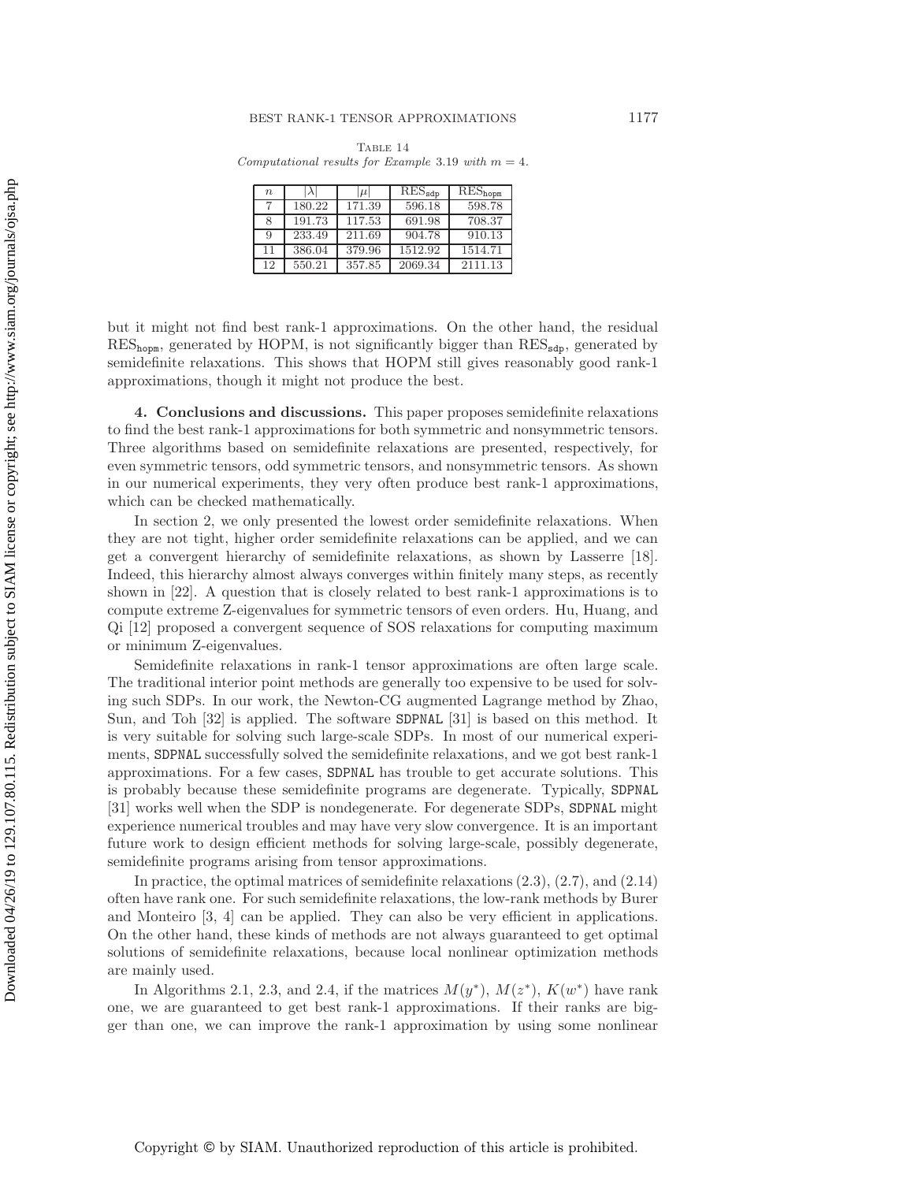Table 14
*Computational results for Example 3.19 with $m = 4$.*

| $n$ | $\|\lambda\|$ | $\|\mu\|$ | $\mathrm{RES}_{\mathtt{sdp}}$ | $\mathrm{RES}_{\mathtt{hopm}}$ |
|---|---|---|---|---|
| 7 | 180.22 | 171.39 | 596.18 | 598.78 |
| 8 | 191.73 | 117.53 | 691.98 | 708.37 |
| 9 | 233.49 | 211.69 | 904.78 | 910.13 |
| 11 | 386.04 | 379.96 | 1512.92 | 1514.71 |
| 12 | 550.21 | 357.85 | 2069.34 | 2111.13 |

but it might not find best rank-1 approximations. On the other hand, the residual $\mathrm{RES}_{\mathtt{hopm}}$, generated by HOPM, is not significantly bigger than $\mathrm{RES}_{\mathtt{sdp}}$, generated by semidefinite relaxations. This shows that HOPM still gives reasonably good rank-1 approximations, though it might not produce the best.

## 4. Conclusions and discussions.

This paper proposes semidefinite relaxations to find the best rank-1 approximations for both symmetric and nonsymmetric tensors. Three algorithms based on semidefinite relaxations are presented, respectively, for even symmetric tensors, odd symmetric tensors, and nonsymmetric tensors. As shown in our numerical experiments, they very often produce best rank-1 approximations, which can be checked mathematically.

In section 2, we only presented the lowest order semidefinite relaxations. When they are not tight, higher order semidefinite relaxations can be applied, and we can get a convergent hierarchy of semidefinite relaxations, as shown by Lasserre [18]. Indeed, this hierarchy almost always converges within finitely many steps, as recently shown in [22]. A question that is closely related to best rank-1 approximations is to compute extreme Z-eigenvalues for symmetric tensors of even orders. Hu, Huang, and Qi [12] proposed a convergent sequence of SOS relaxations for computing maximum or minimum Z-eigenvalues.

Semidefinite relaxations in rank-1 tensor approximations are often large scale. The traditional interior point methods are generally too expensive to be used for solving such SDPs. In our work, the Newton-CG augmented Lagrange method by Zhao, Sun, and Toh [32] is applied. The software `SDPNAL` [31] is based on this method. It is very suitable for solving such large-scale SDPs. In most of our numerical experiments, `SDPNAL` successfully solved the semidefinite relaxations, and we got best rank-1 approximations. For a few cases, `SDPNAL` has trouble to get accurate solutions. This is probably because these semidefinite programs are degenerate. Typically, `SDPNAL` [31] works well when the SDP is nondegenerate. For degenerate SDPs, `SDPNAL` might experience numerical troubles and may have very slow convergence. It is an important future work to design efficient methods for solving large-scale, possibly degenerate, semidefinite programs arising from tensor approximations.

In practice, the optimal matrices of semidefinite relaxations (2.3), (2.7), and (2.14) often have rank one. For such semidefinite relaxations, the low-rank methods by Burer and Monteiro [3, 4] can be applied. They can also be very efficient in applications. On the other hand, these kinds of methods are not always guaranteed to get optimal solutions of semidefinite relaxations, because local nonlinear optimization methods are mainly used.

In Algorithms 2.1, 2.3, and 2.4, if the matrices $M(y^*)$, $M(z^*)$, $K(w^*)$ have rank one, we are guaranteed to get best rank-1 approximations. If their ranks are bigger than one, we can improve the rank-1 approximation by using some nonlinear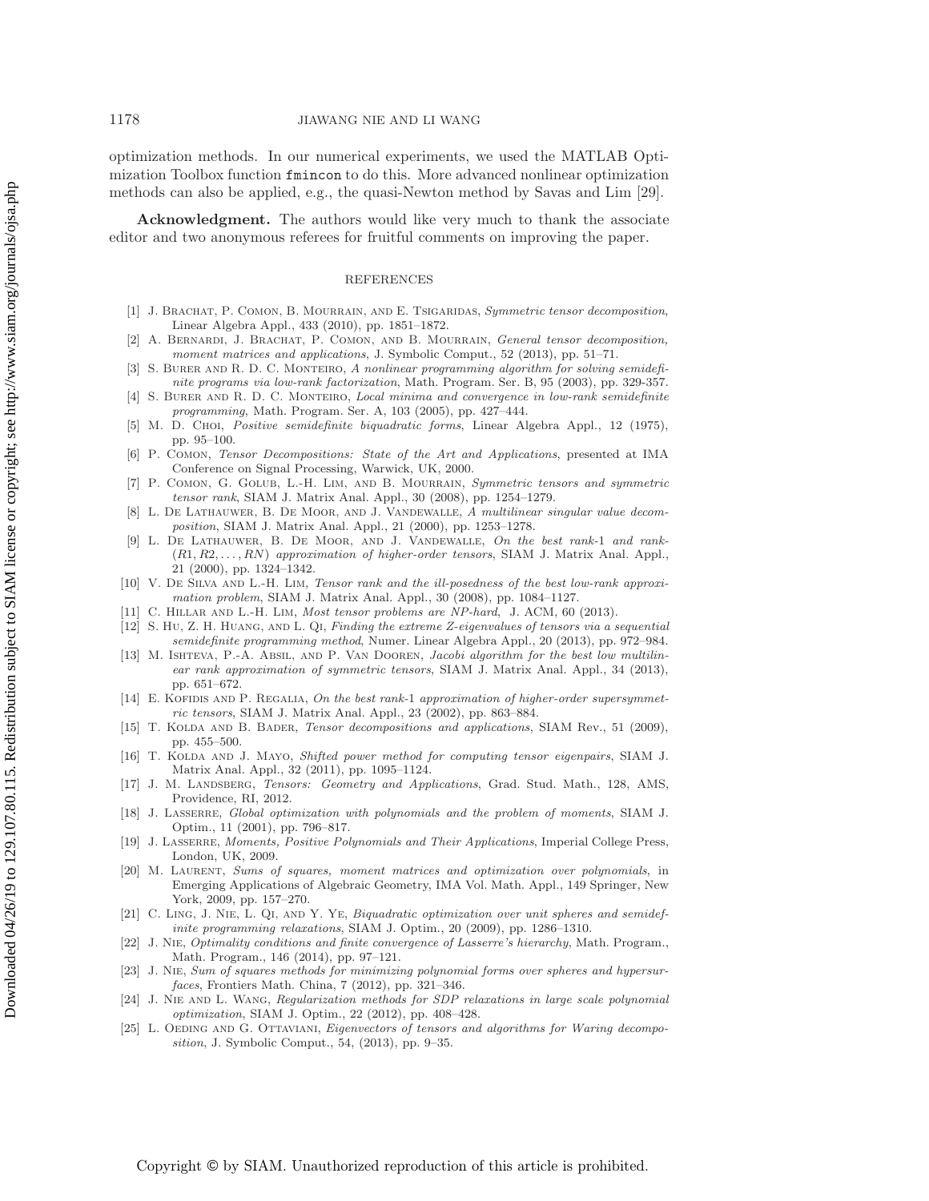optimization methods. In our numerical experiments, we used the MATLAB Optimization Toolbox function `fmincon` to do this. More advanced nonlinear optimization methods can also be applied, e.g., the quasi-Newton method by Savas and Lim [29].

**Acknowledgment.** The authors would like very much to thank the associate editor and two anonymous referees for fruitful comments on improving the paper.

## REFERENCES

[1] J. Brachat, P. Comon, B. Mourrain, and E. Tsigaridas, *Symmetric tensor decomposition*, Linear Algebra Appl., 433 (2010), pp. 1851–1872.

[2] A. Bernardi, J. Brachat, P. Comon, and B. Mourrain, *General tensor decomposition, moment matrices and applications*, J. Symbolic Comput., 52 (2013), pp. 51–71.

[3] S. Burer and R. D. C. Monteiro, *A nonlinear programming algorithm for solving semidefinite programs via low-rank factorization*, Math. Program. Ser. B, 95 (2003), pp. 329-357.

[4] S. Burer and R. D. C. Monteiro, *Local minima and convergence in low-rank semidefinite programming*, Math. Program. Ser. A, 103 (2005), pp. 427–444.

[5] M. D. Choi, *Positive semidefinite biquadratic forms*, Linear Algebra Appl., 12 (1975), pp. 95–100.

[6] P. Comon, *Tensor Decompositions: State of the Art and Applications*, presented at IMA Conference on Signal Processing, Warwick, UK, 2000.

[7] P. Comon, G. Golub, L.-H. Lim, and B. Mourrain, *Symmetric tensors and symmetric tensor rank*, SIAM J. Matrix Anal. Appl., 30 (2008), pp. 1254–1279.

[8] L. De Lathauwer, B. De Moor, and J. Vandewalle, *A multilinear singular value decomposition*, SIAM J. Matrix Anal. Appl., 21 (2000), pp. 1253–1278.

[9] L. De Lathauwer, B. De Moor, and J. Vandewalle, *On the best rank-1 and rank-$(R1, R2, \ldots, RN)$ approximation of higher-order tensors*, SIAM J. Matrix Anal. Appl., 21 (2000), pp. 1324–1342.

[10] V. De Silva and L.-H. Lim, *Tensor rank and the ill-posedness of the best low-rank approximation problem*, SIAM J. Matrix Anal. Appl., 30 (2008), pp. 1084–1127.

[11] C. Hillar and L.-H. Lim, *Most tensor problems are NP-hard*, J. ACM, 60 (2013).

[12] S. Hu, Z. H. Huang, and L. Qi, *Finding the extreme Z-eigenvalues of tensors via a sequential semidefinite programming method*, Numer. Linear Algebra Appl., 20 (2013), pp. 972–984.

[13] M. Ishteva, P.-A. Absil, and P. Van Dooren, *Jacobi algorithm for the best low multilinear rank approximation of symmetric tensors*, SIAM J. Matrix Anal. Appl., 34 (2013), pp. 651–672.

[14] E. Kofidis and P. Regalia, *On the best rank-1 approximation of higher-order supersymmetric tensors*, SIAM J. Matrix Anal. Appl., 23 (2002), pp. 863–884.

[15] T. Kolda and B. Bader, *Tensor decompositions and applications*, SIAM Rev., 51 (2009), pp. 455–500.

[16] T. Kolda and J. Mayo, *Shifted power method for computing tensor eigenpairs*, SIAM J. Matrix Anal. Appl., 32 (2011), pp. 1095–1124.

[17] J. M. Landsberg, *Tensors: Geometry and Applications*, Grad. Stud. Math., 128, AMS, Providence, RI, 2012.

[18] J. Lasserre, *Global optimization with polynomials and the problem of moments*, SIAM J. Optim., 11 (2001), pp. 796–817.

[19] J. Lasserre, *Moments, Positive Polynomials and Their Applications*, Imperial College Press, London, UK, 2009.

[20] M. Laurent, *Sums of squares, moment matrices and optimization over polynomials*, in Emerging Applications of Algebraic Geometry, IMA Vol. Math. Appl., 149 Springer, New York, 2009, pp. 157–270.

[21] C. Ling, J. Nie, L. Qi, and Y. Ye, *Biquadratic optimization over unit spheres and semidefinite programming relaxations*, SIAM J. Optim., 20 (2009), pp. 1286–1310.

[22] J. Nie, *Optimality conditions and finite convergence of Lasserre's hierarchy*, Math. Program., Math. Program., 146 (2014), pp. 97–121.

[23] J. Nie, *Sum of squares methods for minimizing polynomial forms over spheres and hypersurfaces*, Frontiers Math. China, 7 (2012), pp. 321–346.

[24] J. Nie and L. Wang, *Regularization methods for SDP relaxations in large scale polynomial optimization*, SIAM J. Optim., 22 (2012), pp. 408–428.

[25] L. Oeding and G. Ottaviani, *Eigenvectors of tensors and algorithms for Waring decomposition*, J. Symbolic Comput., 54, (2013), pp. 9–35.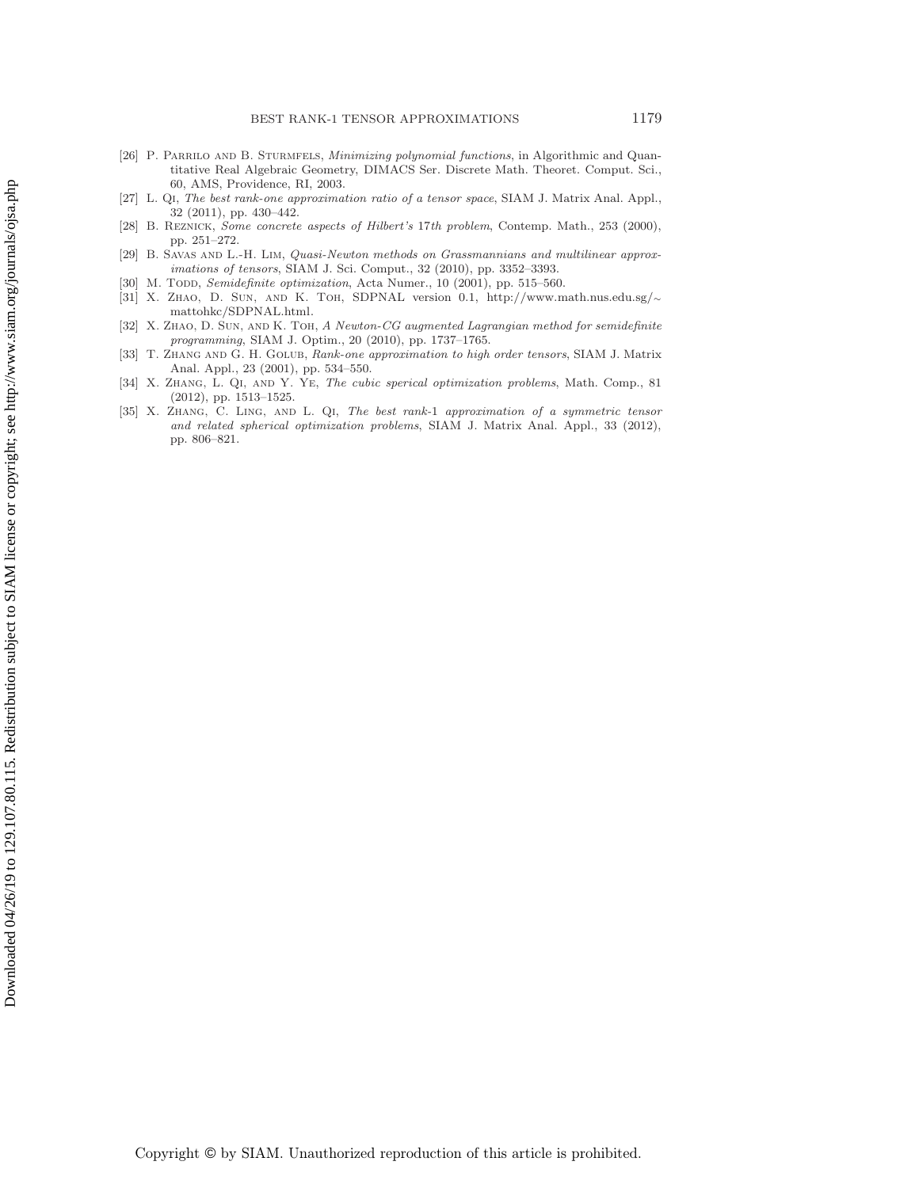[26] P. Parrilo and B. Sturmfels, *Minimizing polynomial functions*, in Algorithmic and Quantitative Real Algebraic Geometry, DIMACS Ser. Discrete Math. Theoret. Comput. Sci., 60, AMS, Providence, RI, 2003.

[27] L. Qi, *The best rank-one approximation ratio of a tensor space*, SIAM J. Matrix Anal. Appl., 32 (2011), pp. 430–442.

[28] B. Reznick, *Some concrete aspects of Hilbert's 17th problem*, Contemp. Math., 253 (2000), pp. 251–272.

[29] B. Savas and L.-H. Lim, *Quasi-Newton methods on Grassmannians and multilinear approximations of tensors*, SIAM J. Sci. Comput., 32 (2010), pp. 3352–3393.

[30] M. Todd, *Semidefinite optimization*, Acta Numer., 10 (2001), pp. 515–560.

[31] X. Zhao, D. Sun, and K. Toh, SDPNAL version 0.1, http://www.math.nus.edu.sg/~mattohkc/SDPNAL.html.

[32] X. Zhao, D. Sun, and K. Toh, *A Newton-CG augmented Lagrangian method for semidefinite programming*, SIAM J. Optim., 20 (2010), pp. 1737–1765.

[33] T. Zhang and G. H. Golub, *Rank-one approximation to high order tensors*, SIAM J. Matrix Anal. Appl., 23 (2001), pp. 534–550.

[34] X. Zhang, L. Qi, and Y. Ye, *The cubic sperical optimization problems*, Math. Comp., 81 (2012), pp. 1513–1525.

[35] X. Zhang, C. Ling, and L. Qi, *The best rank-1 approximation of a symmetric tensor and related spherical optimization problems*, SIAM J. Matrix Anal. Appl., 33 (2012), pp. 806–821.